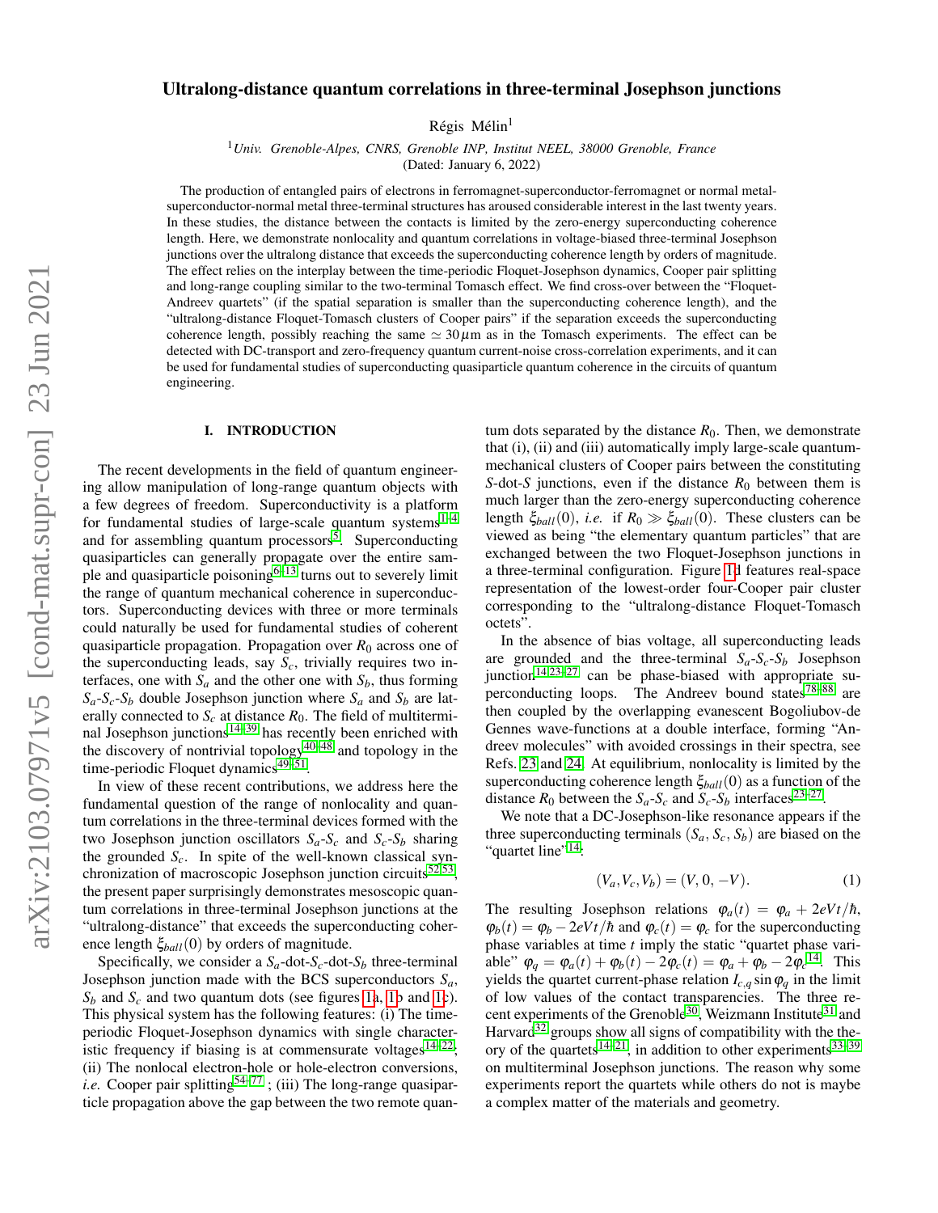# Ultralong-distance quantum correlations in three-terminal Josephson junctions

Régis Mélin[1]

[1]*Univ. Grenoble-Alpes, CNRS, Grenoble INP, Institut NEEL, 38000 Grenoble, France*

(Dated: January 6, 2022)

The production of entangled pairs of electrons in ferromagnet-superconductor-ferromagnet or normal metal-superconductor-normal metal three-terminal structures has aroused considerable interest in the last twenty years. In these studies, the distance between the contacts is limited by the zero-energy superconducting coherence length. Here, we demonstrate nonlocality and quantum correlations in voltage-biased three-terminal Josephson junctions over the ultralong distance that exceeds the superconducting coherence length by orders of magnitude. The effect relies on the interplay between the time-periodic Floquet-Josephson dynamics, Cooper pair splitting and long-range coupling similar to the two-terminal Tomasch effect. We find cross-over between the "Floquet-Andreev quartets" (if the spatial separation is smaller than the superconducting coherence length), and the "ultralong-distance Floquet-Tomasch clusters of Cooper pairs" if the separation exceeds the superconducting coherence length, possibly reaching the same $\simeq 30\,\mu$m as in the Tomasch experiments. The effect can be detected with DC-transport and zero-frequency quantum current-noise cross-correlation experiments, and it can be used for fundamental studies of superconducting quasiparticle quantum coherence in the circuits of quantum engineering.

## I. INTRODUCTION

The recent developments in the field of quantum engineering allow manipulation of long-range quantum objects with a few degrees of freedom. Superconductivity is a platform for fundamental studies of large-scale quantum systems[1–4] and for assembling quantum processors[5]. Superconducting quasiparticles can generally propagate over the entire sample and quasiparticle poisoning[6–13] turns out to severely limit the range of quantum mechanical coherence in superconductors. Superconducting devices with three or more terminals could naturally be used for fundamental studies of coherent quasiparticle propagation. Propagation over $R_0$ across one of the superconducting leads, say $S_c$, trivially requires two interfaces, one with $S_a$ and the other one with $S_b$, thus forming $S_a$-$S_c$-$S_b$ double Josephson junction where $S_a$ and $S_b$ are laterally connected to $S_c$ at distance $R_0$. The field of multiterminal Josephson junctions[14–39] has recently been enriched with the discovery of nontrivial topology[40–48] and topology in the time-periodic Floquet dynamics[49–51].

In view of these recent contributions, we address here the fundamental question of the range of nonlocality and quantum correlations in the three-terminal devices formed with the two Josephson junction oscillators $S_a$-$S_c$ and $S_c$-$S_b$ sharing the grounded $S_c$. In spite of the well-known classical synchronization of macroscopic Josephson junction circuits[52,53], the present paper surprisingly demonstrates mesoscopic quantum correlations in three-terminal Josephson junctions at the "ultralong-distance" that exceeds the superconducting coherence length $\xi_{ball}(0)$ by orders of magnitude.

Specifically, we consider a $S_a$-dot-$S_c$-dot-$S_b$ three-terminal Josephson junction made with the BCS superconductors $S_a$, $S_b$ and $S_c$ and two quantum dots (see figures 1a, 1b and 1c). This physical system has the following features: (i) The time-periodic Floquet-Josephson dynamics with single characteristic frequency if biasing is at commensurate voltages[14–22]; (ii) The nonlocal electron-hole or hole-electron conversions, *i.e.* Cooper pair splitting[54–77]; (iii) The long-range quasiparticle propagation above the gap between the two remote quantum dots separated by the distance $R_0$. Then, we demonstrate that (i), (ii) and (iii) automatically imply large-scale quantum-mechanical clusters of Cooper pairs between the constituting $S$-dot-$S$ junctions, even if the distance $R_0$ between them is much larger than the zero-energy superconducting coherence length $\xi_{ball}(0)$, *i.e.* if $R_0 \gg \xi_{ball}(0)$. These clusters can be viewed as being "the elementary quantum particles" that are exchanged between the two Floquet-Josephson junctions in a three-terminal configuration. Figure 1d features real-space representation of the lowest-order four-Cooper pair cluster corresponding to the "ultralong-distance Floquet-Tomasch octets".

In the absence of bias voltage, all superconducting leads are grounded and the three-terminal $S_a$-$S_c$-$S_b$ Josephson junction[14,23–27] can be phase-biased with appropriate superconducting loops. The Andreev bound states[78–88] are then coupled by the overlapping evanescent Bogoliubov-de Gennes wave-functions at a double interface, forming "Andreev molecules" with avoided crossings in their spectra, see Refs. 23 and 24. At equilibrium, nonlocality is limited by the superconducting coherence length $\xi_{ball}(0)$ as a function of the distance $R_0$ between the $S_a$-$S_c$ and $S_c$-$S_b$ interfaces[23–27].

We note that a DC-Josephson-like resonance appears if the three superconducting terminals $(S_a, S_c, S_b)$ are biased on the "quartet line"[14]:

$$(V_a, V_c, V_b) = (V, 0, -V). \tag{1}$$

The resulting Josephson relations $\varphi_a(t) = \varphi_a + 2eVt/\hbar$, $\varphi_b(t) = \varphi_b - 2eVt/\hbar$ and $\varphi_c(t) = \varphi_c$ for the superconducting phase variables at time $t$ imply the static "quartet phase variable" $\varphi_q = \varphi_a(t) + \varphi_b(t) - 2\varphi_c(t) = \varphi_a + \varphi_b - 2\varphi_c$[14]. This yields the quartet current-phase relation $I_{c,q} \sin \varphi_q$ in the limit of low values of the contact transparencies. The three recent experiments of the Grenoble[30], Weizmann Institute[31] and Harvard[32] groups show all signs of compatibility with the theory of the quartets[14–21], in addition to other experiments[33–39] on multiterminal Josephson junctions. The reason why some experiments report the quartets while others do not is maybe a complex matter of the materials and geometry.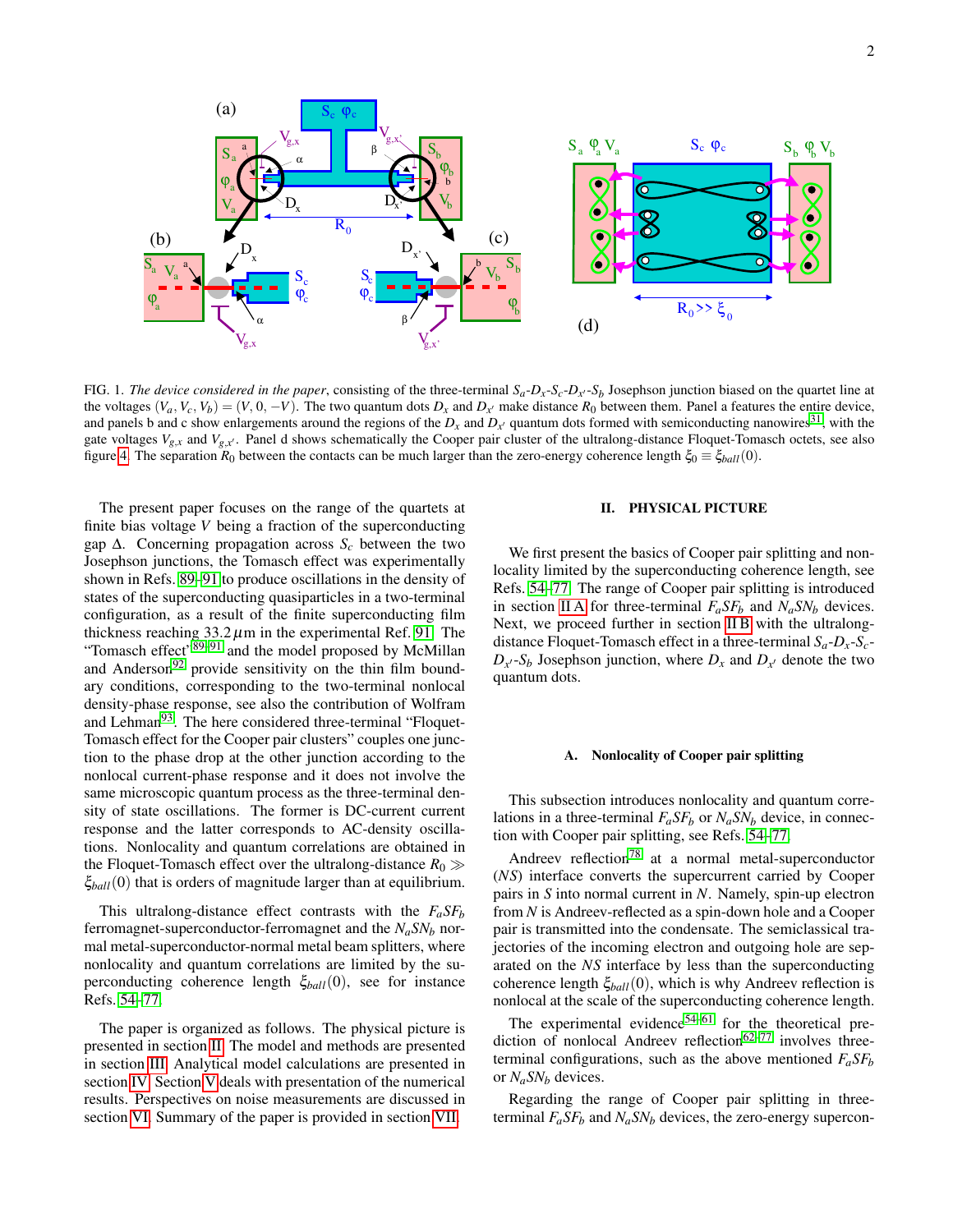FIG. 1. *The device considered in the paper*, consisting of the three-terminal $S_a$-$D_x$-$S_c$-$D_{x'}$-$S_b$ Josephson junction biased on the quartet line at the voltages $(V_a, V_c, V_b) = (V, 0, -V)$. The two quantum dots $D_x$ and $D_{x'}$ make distance $R_0$ between them. Panel a features the entire device, and panels b and c show enlargements around the regions of the $D_x$ and $D_{x'}$ quantum dots formed with semiconducting nanowires[31], with the gate voltages $V_{g,x}$ and $V_{g,x'}$. Panel d shows schematically the Cooper pair cluster of the ultralong-distance Floquet-Tomasch octets, see also figure 4. The separation $R_0$ between the contacts can be much larger than the zero-energy coherence length $\xi_0 \equiv \xi_{ball}(0)$.

The present paper focuses on the range of the quartets at finite bias voltage $V$ being a fraction of the superconducting gap $\Delta$. Concerning propagation across $S_c$ between the two Josephson junctions, the Tomasch effect was experimentally shown in Refs. 89–91 to produce oscillations in the density of states of the superconducting quasiparticles in a two-terminal configuration, as a result of the finite superconducting film thickness reaching 33.2 $\mu$m in the experimental Ref. 91. The "Tomasch effect"[89–91] and the model proposed by McMillan and Anderson[92] provide sensitivity on the thin film boundary conditions, corresponding to the two-terminal nonlocal density-phase response, see also the contribution of Wolfram and Lehman[93]. The here considered three-terminal "Floquet-Tomasch effect for the Cooper pair clusters" couples one junction to the phase drop at the other junction according to the nonlocal current-phase response and it does not involve the same microscopic quantum process as the three-terminal density of state oscillations. The former is DC-current current response and the latter corresponds to AC-density oscillations. Nonlocality and quantum correlations are obtained in the Floquet-Tomasch effect over the ultralong-distance $R_0 \gg \xi_{ball}(0)$ that is orders of magnitude larger than at equilibrium.

This ultralong-distance effect contrasts with the $F_aSF_b$ ferromagnet-superconductor-ferromagnet and the $N_aSN_b$ normal metal-superconductor-normal metal beam splitters, where nonlocality and quantum correlations are limited by the superconducting coherence length $\xi_{ball}(0)$, see for instance Refs. 54–77.

The paper is organized as follows. The physical picture is presented in section II. The model and methods are presented in section III. Analytical model calculations are presented in section IV. Section V deals with presentation of the numerical results. Perspectives on noise measurements are discussed in section VI. Summary of the paper is provided in section VII.

## II. PHYSICAL PICTURE

We first present the basics of Cooper pair splitting and nonlocality limited by the superconducting coherence length, see Refs. 54–77. The range of Cooper pair splitting is introduced in section II A for three-terminal $F_aSF_b$ and $N_aSN_b$ devices. Next, we proceed further in section II B with the ultralong-distance Floquet-Tomasch effect in a three-terminal $S_a$-$D_x$-$S_c$-$D_{x'}$-$S_b$ Josephson junction, where $D_x$ and $D_{x'}$ denote the two quantum dots.

### A. Nonlocality of Cooper pair splitting

This subsection introduces nonlocality and quantum correlations in a three-terminal $F_aSF_b$ or $N_aSN_b$ device, in connection with Cooper pair splitting, see Refs. 54–77.

Andreev reflection[78] at a normal metal-superconductor ($NS$) interface converts the supercurrent carried by Cooper pairs in $S$ into normal current in $N$. Namely, spin-up electron from $N$ is Andreev-reflected as a spin-down hole and a Cooper pair is transmitted into the condensate. The semiclassical trajectories of the incoming electron and outgoing hole are separated on the $NS$ interface by less than the superconducting coherence length $\xi_{ball}(0)$, which is why Andreev reflection is nonlocal at the scale of the superconducting coherence length.

The experimental evidence[54–61] for the theoretical prediction of nonlocal Andreev reflection[62–77] involves three-terminal configurations, such as the above mentioned $F_aSF_b$ or $N_aSN_b$ devices.

Regarding the range of Cooper pair splitting in three-terminal $F_aSF_b$ and $N_aSN_b$ devices, the zero-energy supercon-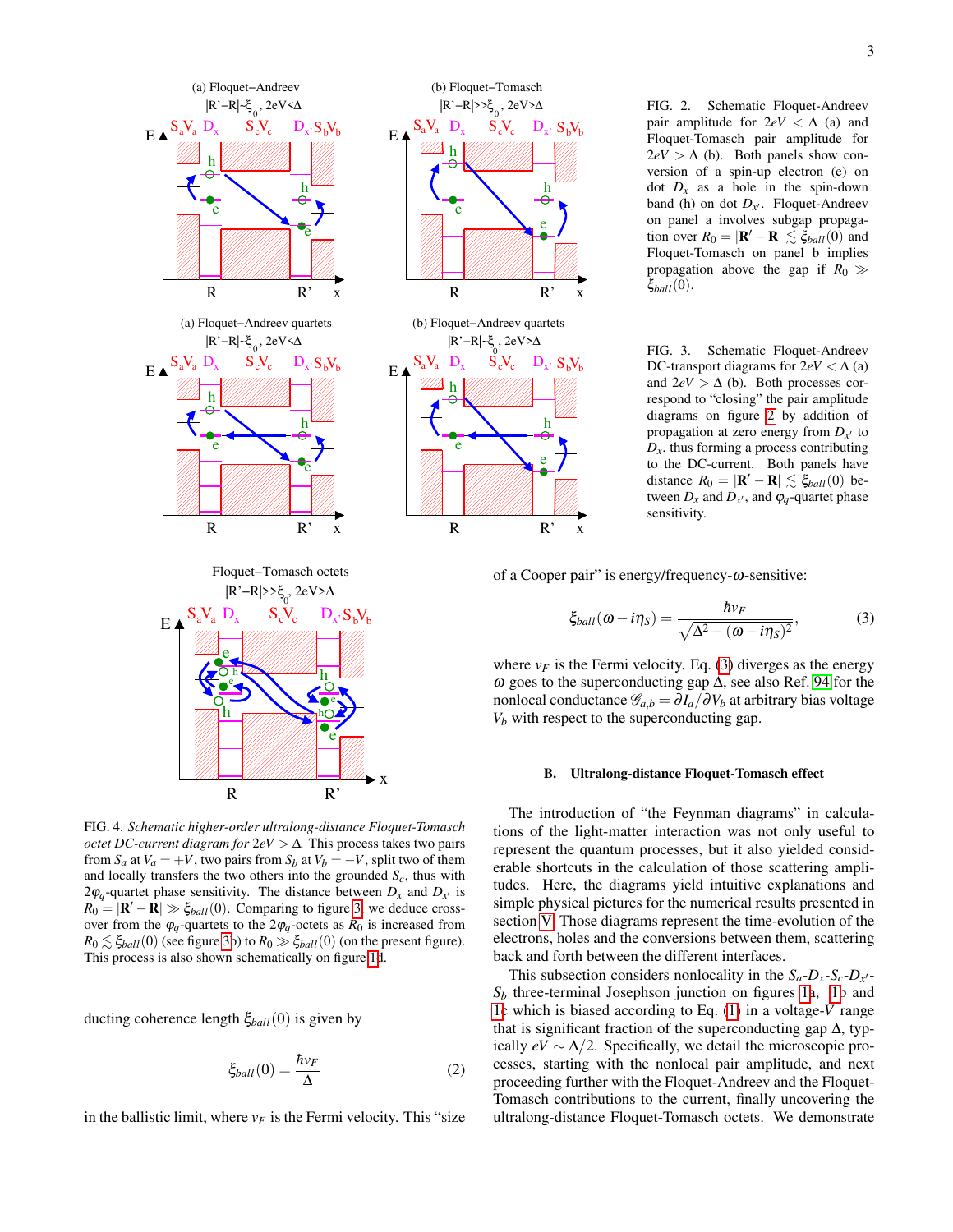FIG. 2. Schematic Floquet-Andreev pair amplitude for $2eV < \Delta$ (a) and Floquet-Tomasch pair amplitude for $2eV > \Delta$ (b). Both panels show conversion of a spin-up electron (e) on dot $D_x$ as a hole in the spin-down band (h) on dot $D_{x'}$. Floquet-Andreev on panel a involves subgap propagation over $R_0 = |\mathbf{R}' - \mathbf{R}| \lesssim \xi_{ball}(0)$ and Floquet-Tomasch on panel b implies propagation above the gap if $R_0 \gg \xi_{ball}(0)$.

FIG. 3. Schematic Floquet-Andreev DC-transport diagrams for $2eV < \Delta$ (a) and $2eV > \Delta$ (b). Both processes correspond to "closing" the pair amplitude diagrams on figure 2 by addition of propagation at zero energy from $D_{x'}$ to $D_x$, thus forming a process contributing to the DC-current. Both panels have distance $R_0 = |\mathbf{R}' - \mathbf{R}| \lesssim \xi_{ball}(0)$ between $D_x$ and $D_{x'}$, and $\varphi_q$-quartet phase sensitivity.

FIG. 4. *Schematic higher-order ultralong-distance Floquet-Tomasch octet DC-current diagram for* $2eV > \Delta$. This process takes two pairs from $S_a$ at $V_a = +V$, two pairs from $S_b$ at $V_b = -V$, split two of them and locally transfers the two others into the grounded $S_c$, thus with $2\varphi_q$-quartet phase sensitivity. The distance between $D_x$ and $D_{x'}$ is $R_0 = |\mathbf{R}' - \mathbf{R}| \gg \xi_{ball}(0)$. Comparing to figure 3, we deduce cross-over from the $\varphi_q$-quartets to the $2\varphi_q$-octets as $R_0$ is increased from $R_0 \lesssim \xi_{ball}(0)$ (see figure 3b) to $R_0 \gg \xi_{ball}(0)$ (on the present figure). This process is also shown schematically on figure 1d.

ducting coherence length $\xi_{ball}(0)$ is given by

$$\xi_{ball}(0) = \frac{\hbar v_F}{\Delta} \qquad (2)$$

in the ballistic limit, where $v_F$ is the Fermi velocity. This "size of a Cooper pair" is energy/frequency-$\omega$-sensitive:

$$\xi_{ball}(\omega - i\eta_S) = \frac{\hbar v_F}{\sqrt{\Delta^2 - (\omega - i\eta_S)^2}}, \qquad (3)$$

where $v_F$ is the Fermi velocity. Eq. (3) diverges as the energy $\omega$ goes to the superconducting gap $\Delta$, see also Ref. 94 for the nonlocal conductance $\mathscr{G}_{a,b} = \partial I_a / \partial V_b$ at arbitrary bias voltage $V_b$ with respect to the superconducting gap.

### B. Ultralong-distance Floquet-Tomasch effect

The introduction of "the Feynman diagrams" in calculations of the light-matter interaction was not only useful to represent the quantum processes, but it also yielded considerable shortcuts in the calculation of those scattering amplitudes. Here, the diagrams yield intuitive explanations and simple physical pictures for the numerical results presented in section V. Those diagrams represent the time-evolution of the electrons, holes and the conversions between them, scattering back and forth between the different interfaces.

This subsection considers nonlocality in the $S_a$-$D_x$-$S_c$-$D_{x'}$-$S_b$ three-terminal Josephson junction on figures 1a, 1b and 1c which is biased according to Eq. (1) in a voltage-$V$ range that is significant fraction of the superconducting gap $\Delta$, typically $eV \sim \Delta/2$. Specifically, we detail the microscopic processes, starting with the nonlocal pair amplitude, and next proceeding further with the Floquet-Andreev and the Floquet-Tomasch contributions to the current, finally uncovering the ultralong-distance Floquet-Tomasch octets. We demonstrate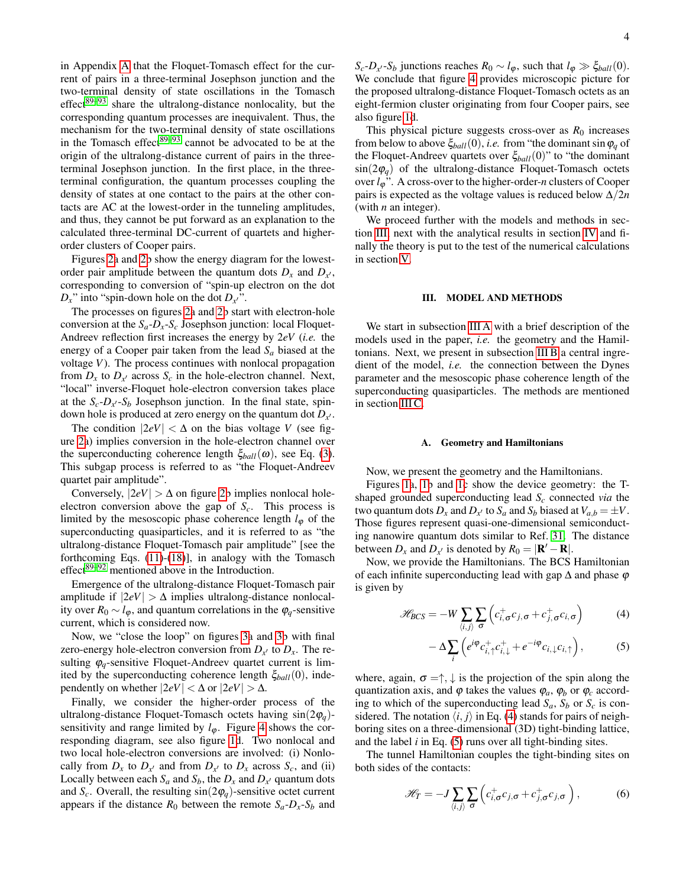in Appendix A that the Floquet-Tomasch effect for the current of pairs in a three-terminal Josephson junction and the two-terminal density of state oscillations in the Tomasch effect[89–93] share the ultralong-distance nonlocality, but the corresponding quantum processes are inequivalent. Thus, the mechanism for the two-terminal density of state oscillations in the Tomasch effect[89–93] cannot be advocated to be at the origin of the ultralong-distance current of pairs in the three-terminal Josephson junction. In the first place, in the three-terminal configuration, the quantum processes coupling the density of states at one contact to the pairs at the other contacts are AC at the lowest-order in the tunneling amplitudes, and thus, they cannot be put forward as an explanation to the calculated three-terminal DC-current of quartets and higher-order clusters of Cooper pairs.

Figures 2a and 2b show the energy diagram for the lowest-order pair amplitude between the quantum dots $D_x$ and $D_{x'}$, corresponding to conversion of "spin-up electron on the dot $D_x$" into "spin-down hole on the dot $D_{x'}$".

The processes on figures 2a and 2b start with electron-hole conversion at the $S_a$-$D_x$-$S_c$ Josephson junction: local Floquet-Andreev reflection first increases the energy by $2eV$ (*i.e.* the energy of a Cooper pair taken from the lead $S_a$ biased at the voltage $V$). The process continues with nonlocal propagation from $D_x$ to $D_{x'}$ across $S_c$ in the hole-electron channel. Next, "local" inverse-Floquet hole-electron conversion takes place at the $S_c$-$D_{x'}$-$S_b$ Josephson junction. In the final state, spin-down hole is produced at zero energy on the quantum dot $D_{x'}$.

The condition $|2eV| < \Delta$ on the bias voltage $V$ (see figure 2a) implies conversion in the hole-electron channel over the superconducting coherence length $\xi_{ball}(\omega)$, see Eq. (3). This subgap process is referred to as "the Floquet-Andreev quartet pair amplitude".

Conversely, $|2eV| > \Delta$ on figure 2b implies nonlocal hole-electron conversion above the gap of $S_c$. This process is limited by the mesoscopic phase coherence length $l_\varphi$ of the superconducting quasiparticles, and it is referred to as "the ultralong-distance Floquet-Tomasch pair amplitude" [see the forthcoming Eqs. (11)-(18)], in analogy with the Tomasch effect[89–92] mentioned above in the Introduction.

Emergence of the ultralong-distance Floquet-Tomasch pair amplitude if $|2eV| > \Delta$ implies ultralong-distance nonlocality over $R_0 \sim l_\varphi$, and quantum correlations in the $\varphi_q$-sensitive current, which is considered now.

Now, we "close the loop" on figures 3a and 3b with final zero-energy hole-electron conversion from $D_{x'}$ to $D_x$. The resulting $\varphi_q$-sensitive Floquet-Andreev quartet current is limited by the superconducting coherence length $\xi_{ball}(0)$, independently on whether $|2eV| < \Delta$ or $|2eV| > \Delta$.

Finally, we consider the higher-order process of the ultralong-distance Floquet-Tomasch octets having $\sin(2\varphi_q)$-sensitivity and range limited by $l_\varphi$. Figure 4 shows the corresponding diagram, see also figure 1d. Two nonlocal and two local hole-electron conversions are involved: (i) Nonlocally from $D_x$ to $D_{x'}$ and from $D_{x'}$ to $D_x$ across $S_c$, and (ii) Locally between each $S_a$ and $S_b$, the $D_x$ and $D_{x'}$ quantum dots and $S_c$. Overall, the resulting $\sin(2\varphi_q)$-sensitive octet current appears if the distance $R_0$ between the remote $S_a$-$D_x$-$S_b$ and $S_c$-$D_{x'}$-$S_b$ junctions reaches $R_0 \sim l_\varphi$, such that $l_\varphi \gg \xi_{ball}(0)$. We conclude that figure 4 provides microscopic picture for the proposed ultralong-distance Floquet-Tomasch octets as an eight-fermion cluster originating from four Cooper pairs, see also figure 1d.

This physical picture suggests cross-over as $R_0$ increases from below to above $\xi_{ball}(0)$, *i.e.* from "the dominant $\sin\varphi_q$ of the Floquet-Andreev quartets over $\xi_{ball}(0)$" to "the dominant $\sin(2\varphi_q)$ of the ultralong-distance Floquet-Tomasch octets over $l_\varphi$". A cross-over to the higher-order-$n$ clusters of Cooper pairs is expected as the voltage values is reduced below $\Delta/2n$ (with $n$ an integer).

We proceed further with the models and methods in section III, next with the analytical results in section IV and finally the theory is put to the test of the numerical calculations in section V.

## III. MODEL AND METHODS

We start in subsection III A with a brief description of the models used in the paper, *i.e.* the geometry and the Hamiltonians. Next, we present in subsection III B a central ingredient of the model, *i.e.* the connection between the Dynes parameter and the mesoscopic phase coherence length of the superconducting quasiparticles. The methods are mentioned in section III C.

### A. Geometry and Hamiltonians

Now, we present the geometry and the Hamiltonians.

Figures 1a, 1b and 1c show the device geometry: the T-shaped grounded superconducting lead $S_c$ connected *via* the two quantum dots $D_x$ and $D_{x'}$ to $S_a$ and $S_b$ biased at $V_{a,b} = \pm V$. Those figures represent quasi-one-dimensional semiconducting nanowire quantum dots similar to Ref. 31. The distance between $D_x$ and $D_{x'}$ is denoted by $R_0 = |\mathbf{R}' - \mathbf{R}|$.

Now, we provide the Hamiltonians. The BCS Hamiltonian of each infinite superconducting lead with gap $\Delta$ and phase $\varphi$ is given by

$$\mathscr{H}_{BCS} = -W \sum_{\langle i,j\rangle} \sum_{\sigma} \left( c^+_{i,\sigma} c_{j,\sigma} + c^+_{j,\sigma} c_{i,\sigma} \right) \tag{4}$$

$$- \Delta \sum_{i} \left( e^{i\varphi} c^+_{i,\uparrow} c^+_{i,\downarrow} + e^{-i\varphi} c_{i,\downarrow} c_{i,\uparrow} \right), \tag{5}$$

where, again, $\sigma = \uparrow,\downarrow$ is the projection of the spin along the quantization axis, and $\varphi$ takes the values $\varphi_a$, $\varphi_b$ or $\varphi_c$ according to which of the superconducting lead $S_a$, $S_b$ or $S_c$ is considered. The notation $\langle i,j\rangle$ in Eq. (4) stands for pairs of neighboring sites on a three-dimensional (3D) tight-binding lattice, and the label $i$ in Eq. (5) runs over all tight-binding sites.

The tunnel Hamiltonian couples the tight-binding sites on both sides of the contacts:

$$\mathscr{H}_T = -J \sum_{\langle i,j\rangle} \sum_{\sigma} \left( c^+_{i,\sigma} c_{j,\sigma} + c^+_{j,\sigma} c_{j,\sigma} \right), \tag{6}$$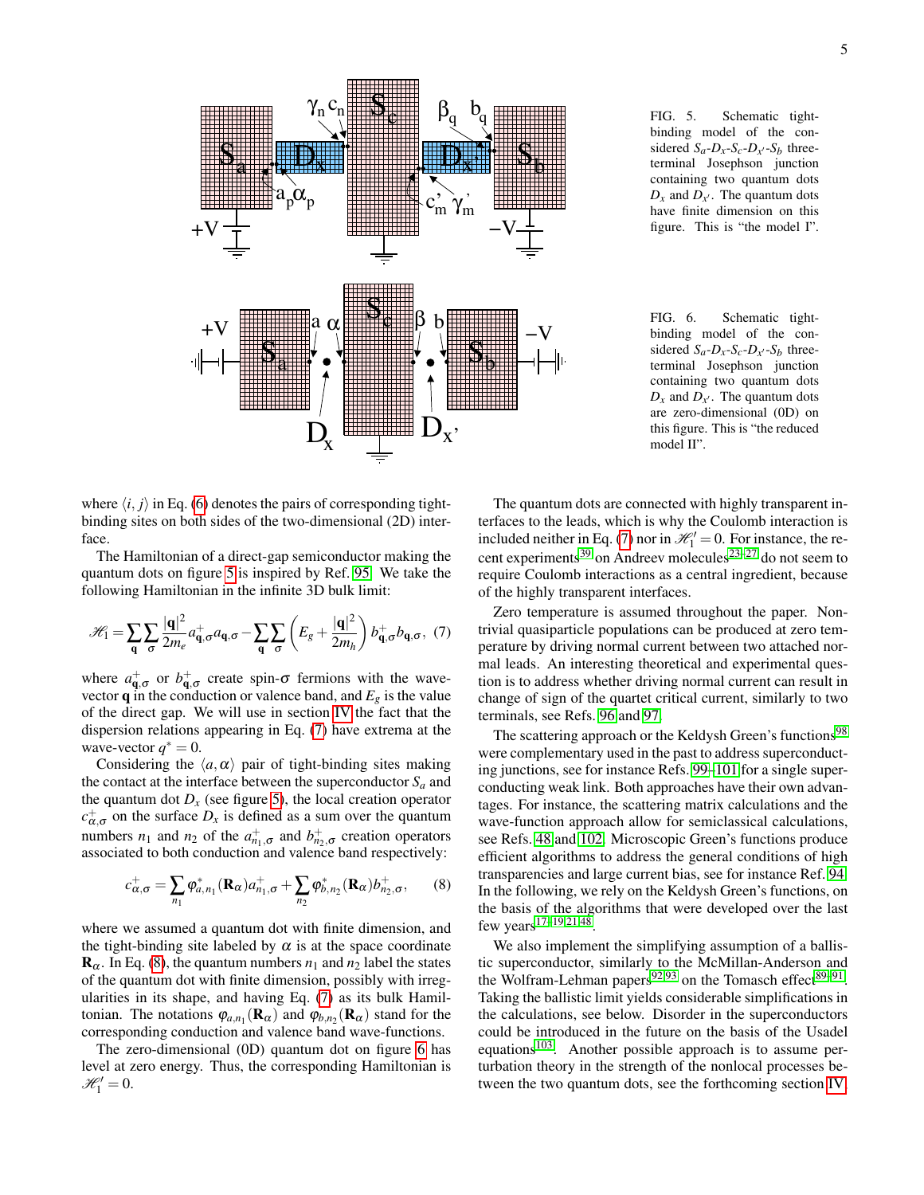FIG. 5. Schematic tight-binding model of the considered $S_a$-$D_x$-$S_c$-$D_{x'}$-$S_b$ three-terminal Josephson junction containing two quantum dots $D_x$ and $D_{x'}$. The quantum dots have finite dimension on this figure. This is "the model I".

FIG. 6. Schematic tight-binding model of the considered $S_a$-$D_x$-$S_c$-$D_{x'}$-$S_b$ three-terminal Josephson junction containing two quantum dots $D_x$ and $D_{x'}$. The quantum dots are zero-dimensional (0D) on this figure. This is "the reduced model II".

where $\langle i, j\rangle$ in Eq. (6) denotes the pairs of corresponding tight-binding sites on both sides of the two-dimensional (2D) interface.

The Hamiltonian of a direct-gap semiconductor making the quantum dots on figure 5 is inspired by Ref. 95. We take the following Hamiltonian in the infinite 3D bulk limit:

$$\mathcal{H}_1 = \sum_{\mathbf{q}}\sum_{\sigma} \frac{|\mathbf{q}|^2}{2m_e} a^+_{\mathbf{q},\sigma} a_{\mathbf{q},\sigma} - \sum_{\mathbf{q}}\sum_{\sigma} \left( E_g + \frac{|\mathbf{q}|^2}{2m_h} \right) b^+_{\mathbf{q},\sigma} b_{\mathbf{q},\sigma}, \quad (7)$$

where $a^+_{\mathbf{q},\sigma}$ or $b^+_{\mathbf{q},\sigma}$ create spin-$\sigma$ fermions with the wave-vector $\mathbf{q}$ in the conduction or valence band, and $E_g$ is the value of the direct gap. We will use in section IV the fact that the dispersion relations appearing in Eq. (7) have extrema at the wave-vector $q^* = 0$.

Considering the $\langle a, \alpha\rangle$ pair of tight-binding sites making the contact at the interface between the superconductor $S_a$ and the quantum dot $D_x$ (see figure 5), the local creation operator $c^+_{\alpha,\sigma}$ on the surface $D_x$ is defined as a sum over the quantum numbers $n_1$ and $n_2$ of the $a^+_{n_1,\sigma}$ and $b^+_{n_2,\sigma}$ creation operators associated to both conduction and valence band respectively:

$$c^+_{\alpha,\sigma} = \sum_{n_1} \varphi^*_{a,n_1}(\mathbf{R}_\alpha) a^+_{n_1,\sigma} + \sum_{n_2} \varphi^*_{b,n_2}(\mathbf{R}_\alpha) b^+_{n_2,\sigma}, \quad (8)$$

where we assumed a quantum dot with finite dimension, and the tight-binding site labeled by $\alpha$ is at the space coordinate $\mathbf{R}_\alpha$. In Eq. (8), the quantum numbers $n_1$ and $n_2$ label the states of the quantum dot with finite dimension, possibly with irregularities in its shape, and having Eq. (7) as its bulk Hamiltonian. The notations $\varphi_{a,n_1}(\mathbf{R}_\alpha)$ and $\varphi_{b,n_2}(\mathbf{R}_\alpha)$ stand for the corresponding conduction and valence band wave-functions.

The zero-dimensional (0D) quantum dot on figure 6 has level at zero energy. Thus, the corresponding Hamiltonian is $\mathcal{H}_1' = 0$.

The quantum dots are connected with highly transparent interfaces to the leads, which is why the Coulomb interaction is included neither in Eq. (7) nor in $\mathcal{H}_1' = 0$. For instance, the recent experiments[39] on Andreev molecules[23–27] do not seem to require Coulomb interactions as a central ingredient, because of the highly transparent interfaces.

Zero temperature is assumed throughout the paper. Nontrivial quasiparticle populations can be produced at zero temperature by driving normal current between two attached normal leads. An interesting theoretical and experimental question is to address whether driving normal current can result in change of sign of the quartet critical current, similarly to two terminals, see Refs. 96 and 97.

The scattering approach or the Keldysh Green's functions[98] were complementary used in the past to address superconducting junctions, see for instance Refs. 99–101 for a single superconducting weak link. Both approaches have their own advantages. For instance, the scattering matrix calculations and the wave-function approach allow for semiclassical calculations, see Refs. 48 and 102. Microscopic Green's functions produce efficient algorithms to address the general conditions of high transparencies and large current bias, see for instance Ref. 94. In the following, we rely on the Keldysh Green's functions, on the basis of the algorithms that were developed over the last few years[17–19,21,48].

We also implement the simplifying assumption of a ballistic superconductor, similarly to the McMillan-Anderson and the Wolfram-Lehman papers[92,93] on the Tomasch effect[89–91]. Taking the ballistic limit yields considerable simplifications in the calculations, see below. Disorder in the superconductors could be introduced in the future on the basis of the Usadel equations[103]. Another possible approach is to assume perturbation theory in the strength of the nonlocal processes between the two quantum dots, see the forthcoming section IV.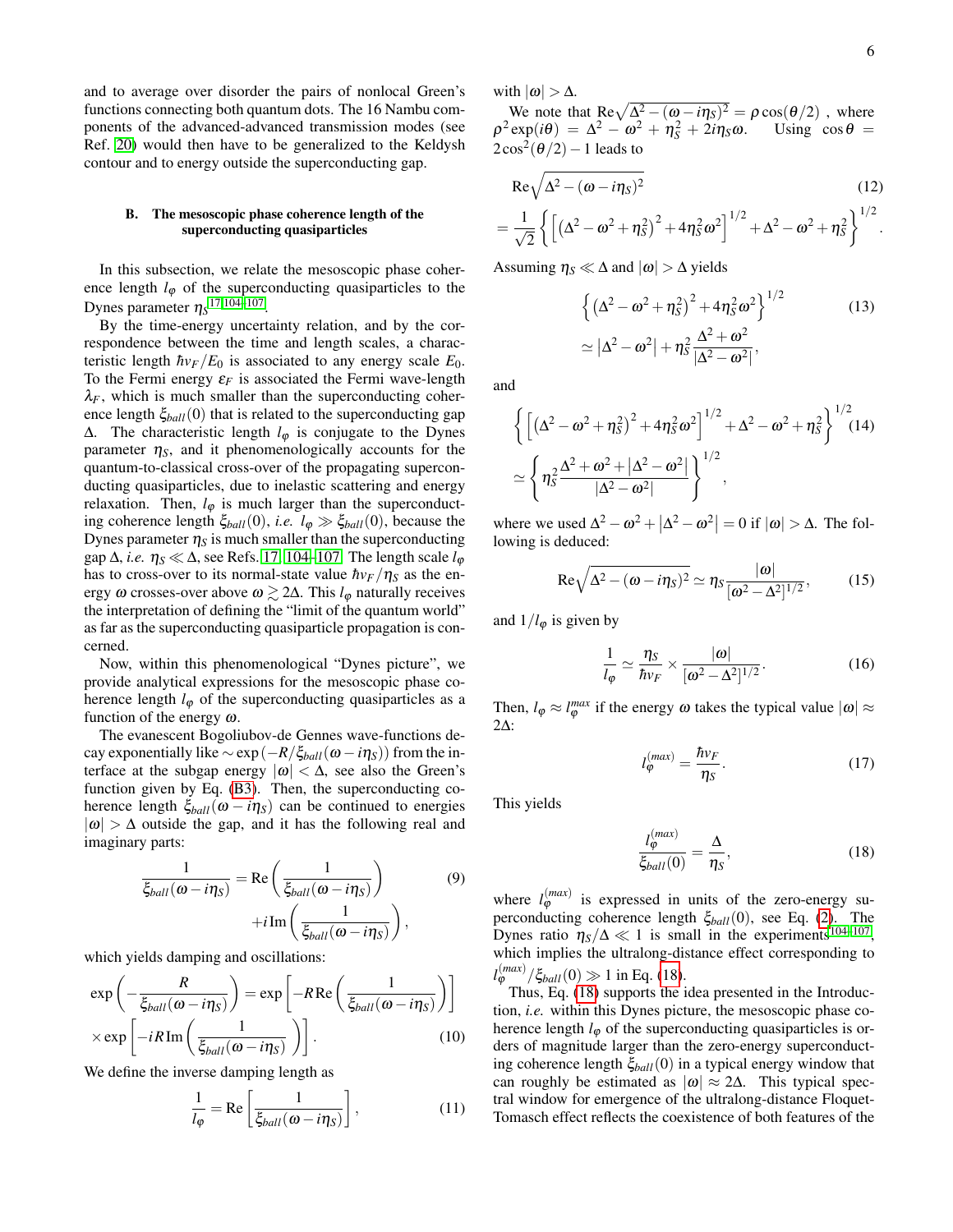and to average over disorder the pairs of nonlocal Green's functions connecting both quantum dots. The 16 Nambu components of the advanced-advanced transmission modes (see Ref. [20]) would then have to be generalized to the Keldysh contour and to energy outside the superconducting gap.

### B. The mesoscopic phase coherence length of the superconducting quasiparticles

In this subsection, we relate the mesoscopic phase coherence length $l_\varphi$ of the superconducting quasiparticles to the Dynes parameter $\eta_S$[17,104–107].

By the time-energy uncertainty relation, and by the correspondence between the time and length scales, a characteristic length $\hbar v_F/E_0$ is associated to any energy scale $E_0$. To the Fermi energy $\varepsilon_F$ is associated the Fermi wave-length $\lambda_F$, which is much smaller than the superconducting coherence length $\xi_{ball}(0)$ that is related to the superconducting gap $\Delta$. The characteristic length $l_\varphi$ is conjugate to the Dynes parameter $\eta_S$, and it phenomenologically accounts for the quantum-to-classical cross-over of the propagating superconducting quasiparticles, due to inelastic scattering and energy relaxation. Then, $l_\varphi$ is much larger than the superconducting coherence length $\xi_{ball}(0)$, *i.e.* $l_\varphi \gg \xi_{ball}(0)$, because the Dynes parameter $\eta_S$ is much smaller than the superconducting gap $\Delta$, *i.e.* $\eta_S \ll \Delta$, see Refs. [17, 104–107]. The length scale $l_\varphi$ has to cross-over to its normal-state value $\hbar v_F/\eta_S$ as the energy $\omega$ crosses-over above $\omega \gtrsim 2\Delta$. This $l_\varphi$ naturally receives the interpretation of defining the "limit of the quantum world" as far as the superconducting quasiparticle propagation is concerned.

Now, within this phenomenological "Dynes picture", we provide analytical expressions for the mesoscopic phase coherence length $l_\varphi$ of the superconducting quasiparticles as a function of the energy $\omega$.

The evanescent Bogoliubov-de Gennes wave-functions decay exponentially like $\sim \exp\left(-R/\xi_{ball}(\omega - i\eta_S)\right)$ from the interface at the subgap energy $|\omega| < \Delta$, see also the Green's function given by Eq. (B3). Then, the superconducting coherence length $\xi_{ball}(\omega - i\eta_S)$ can be continued to energies $|\omega| > \Delta$ outside the gap, and it has the following real and imaginary parts:

$$
\frac{1}{\xi_{ball}(\omega - i\eta_S)} = \mathrm{Re}\left(\frac{1}{\xi_{ball}(\omega - i\eta_S)}\right) + i\,\mathrm{Im}\left(\frac{1}{\xi_{ball}(\omega - i\eta_S)}\right), \tag{9}
$$

which yields damping and oscillations:

$$
\exp\left(-\frac{R}{\xi_{ball}(\omega - i\eta_S)}\right) = \exp\left[-R\,\mathrm{Re}\left(\frac{1}{\xi_{ball}(\omega - i\eta_S)}\right)\right] \times \exp\left[-iR\,\mathrm{Im}\left(\frac{1}{\xi_{ball}(\omega - i\eta_S)}\right)\right]. \tag{10}
$$

We define the inverse damping length as

$$
\frac{1}{l_\varphi} = \mathrm{Re}\left[\frac{1}{\xi_{ball}(\omega - i\eta_S)}\right], \tag{11}
$$

with $|\omega| > \Delta$.

We note that $\mathrm{Re}\sqrt{\Delta^2 - (\omega - i\eta_S)^2} = \rho\cos(\theta/2)$ , where $\rho^2\exp(i\theta) = \Delta^2 - \omega^2 + \eta_S^2 + 2i\eta_S\omega$. Using $\cos\theta = 2\cos^2(\theta/2) - 1$ leads to

$$
\mathrm{Re}\sqrt{\Delta^2 - (\omega - i\eta_S)^2} \tag{12}
$$
$$
= \frac{1}{\sqrt{2}}\left\{\left[\left(\Delta^2 - \omega^2 + \eta_S^2\right)^2 + 4\eta_S^2\omega^2\right]^{1/2} + \Delta^2 - \omega^2 + \eta_S^2\right\}^{1/2}.
$$

Assuming $\eta_S \ll \Delta$ and $|\omega| > \Delta$ yields

$$
\left\{\left(\Delta^2 - \omega^2 + \eta_S^2\right)^2 + 4\eta_S^2\omega^2\right\}^{1/2} \tag{13}
$$
$$
\simeq \left|\Delta^2 - \omega^2\right| + \eta_S^2\frac{\Delta^2 + \omega^2}{\left|\Delta^2 - \omega^2\right|},
$$

and

$$
\left\{\left[\left(\Delta^2 - \omega^2 + \eta_S^2\right)^2 + 4\eta_S^2\omega^2\right]^{1/2} + \Delta^2 - \omega^2 + \eta_S^2\right\}^{1/2} \tag{14}
$$
$$
\simeq \left\{\eta_S^2\frac{\Delta^2 + \omega^2 + \left|\Delta^2 - \omega^2\right|}{\left|\Delta^2 - \omega^2\right|}\right\}^{1/2},
$$

where we used $\Delta^2 - \omega^2 + \left|\Delta^2 - \omega^2\right| = 0$ if $|\omega| > \Delta$. The following is deduced:

$$
\mathrm{Re}\sqrt{\Delta^2 - (\omega - i\eta_S)^2} \simeq \eta_S\frac{|\omega|}{\left[\omega^2 - \Delta^2\right]^{1/2}}, \tag{15}
$$

and $1/l_\varphi$ is given by

$$
\frac{1}{l_\varphi} \simeq \frac{\eta_S}{\hbar v_F} \times \frac{|\omega|}{\left[\omega^2 - \Delta^2\right]^{1/2}}. \tag{16}
$$

Then, $l_\varphi \approx l_\varphi^{max}$ if the energy $\omega$ takes the typical value $|\omega| \approx 2\Delta$:

$$
l_\varphi^{(max)} = \frac{\hbar v_F}{\eta_S}. \tag{17}
$$

This yields

$$
\frac{l_\varphi^{(max)}}{\xi_{ball}(0)} = \frac{\Delta}{\eta_S}, \tag{18}
$$

where $l_\varphi^{(max)}$ is expressed in units of the zero-energy superconducting coherence length $\xi_{ball}(0)$, see Eq. (2). The Dynes ratio $\eta_S/\Delta \ll 1$ is small in the experiments[104–107], which implies the ultralong-distance effect corresponding to $l_\varphi^{(max)}/\xi_{ball}(0) \gg 1$ in Eq. (18).

Thus, Eq. (18) supports the idea presented in the Introduction, *i.e.* within this Dynes picture, the mesoscopic phase coherence length $l_\varphi$ of the superconducting quasiparticles is orders of magnitude larger than the zero-energy superconducting coherence length $\xi_{ball}(0)$ in a typical energy window that can roughly be estimated as $|\omega| \approx 2\Delta$. This typical spectral window for emergence of the ultralong-distance Floquet-Tomasch effect reflects the coexistence of both features of the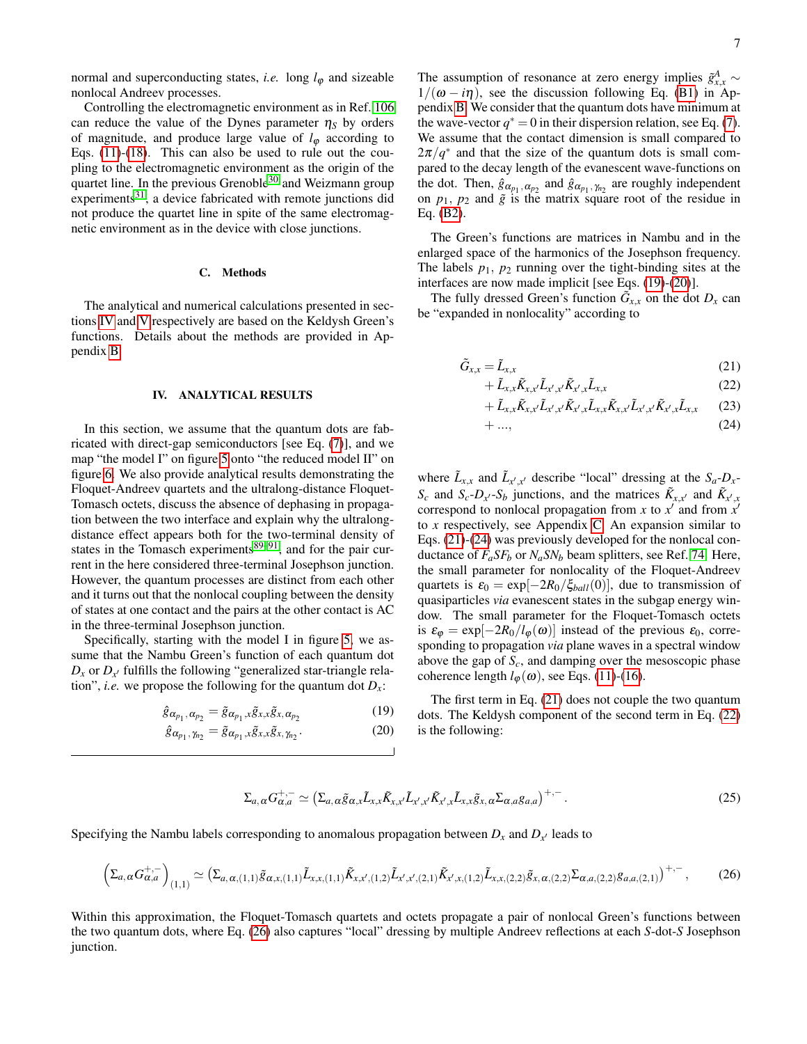normal and superconducting states, *i.e.* long $l_\varphi$ and sizeable nonlocal Andreev processes.

Controlling the electromagnetic environment as in Ref. [106] can reduce the value of the Dynes parameter $\eta_S$ by orders of magnitude, and produce large value of $l_\varphi$ according to Eqs. (11)-(18). This can also be used to rule out the coupling to the electromagnetic environment as the origin of the quartet line. In the previous Grenoble[30] and Weizmann group experiments[31], a device fabricated with remote junctions did not produce the quartet line in spite of the same electromagnetic environment as in the device with close junctions.

### C. Methods

The analytical and numerical calculations presented in sections IV and V respectively are based on the Keldysh Green's functions. Details about the methods are provided in Appendix B.

## IV. ANALYTICAL RESULTS

In this section, we assume that the quantum dots are fabricated with direct-gap semiconductors [see Eq. (7)], and we map "the model I" on figure 5 onto "the reduced model II" on figure 6. We also provide analytical results demonstrating the Floquet-Andreev quartets and the ultralong-distance Floquet-Tomasch octets, discuss the absence of dephasing in propagation between the two interface and explain why the ultralong-distance effect appears both for the two-terminal density of states in the Tomasch experiments[89–91], and for the pair current in the here considered three-terminal Josephson junction. However, the quantum processes are distinct from each other and it turns out that the nonlocal coupling between the density of states at one contact and the pairs at the other contact is AC in the three-terminal Josephson junction.

Specifically, starting with the model I in figure 5, we assume that the Nambu Green's function of each quantum dot $D_x$ or $D_{x'}$ fulfills the following "generalized star-triangle relation", *i.e.* we propose the following for the quantum dot $D_x$:

$$\hat{g}_{\alpha_{p_1},\alpha_{p_2}} = \tilde{g}_{\alpha_{p_1},x}\tilde{g}_{x,x}\tilde{g}_{x,\alpha_{p_2}} \tag{19}$$

$$\hat{g}_{\alpha_{p_1},\gamma_{n_2}} = \tilde{g}_{\alpha_{p_1},x}\tilde{g}_{x,x}\tilde{g}_{x,\gamma_{n_2}}. \tag{20}$$

The assumption of resonance at zero energy implies $\tilde{g}^A_{x,x} \sim 1/(\omega - i\eta)$, see the discussion following Eq. (B1) in Appendix B. We consider that the quantum dots have minimum at the wave-vector $q^* = 0$ in their dispersion relation, see Eq. (7). We assume that the contact dimension is small compared to $2\pi/q^*$ and that the size of the quantum dots is small compared to the decay length of the evanescent wave-functions on the dot. Then, $\hat{g}_{\alpha_{p_1},\alpha_{p_2}}$ and $\hat{g}_{\alpha_{p_1},\gamma_{n_2}}$ are roughly independent on $p_1$, $p_2$ and $\tilde{g}$ is the matrix square root of the residue in Eq. (B2).

The Green's functions are matrices in Nambu and in the enlarged space of the harmonics of the Josephson frequency. The labels $p_1$, $p_2$ running over the tight-binding sites at the interfaces are now made implicit [see Eqs. (19)-(20)].

The fully dressed Green's function $\tilde{G}_{x,x}$ on the dot $D_x$ can be "expanded in nonlocality" according to

$$\tilde{G}_{x,x} = \tilde{L}_{x,x} \tag{21}$$

$$+\,\tilde{L}_{x,x}\tilde{K}_{x,x'}\tilde{L}_{x',x'}\tilde{K}_{x',x}\tilde{L}_{x,x} \tag{22}$$

$$+\,\tilde{L}_{x,x}\tilde{K}_{x,x'}\tilde{L}_{x',x'}\tilde{K}_{x',x}\tilde{L}_{x,x}\tilde{K}_{x,x'}\tilde{L}_{x',x'}\tilde{K}_{x',x}\tilde{L}_{x,x} \tag{23}$$

$$+\,..., \tag{24}$$

where $\tilde{L}_{x,x}$ and $\tilde{L}_{x',x'}$ describe "local" dressing at the $S_a$-$D_x$-$S_c$ and $S_c$-$D_{x'}$-$S_b$ junctions, and the matrices $\tilde{K}_{x,x'}$ and $\tilde{K}_{x',x}$ correspond to nonlocal propagation from $x$ to $x'$ and from $x'$ to $x$ respectively, see Appendix C. An expansion similar to Eqs. (21)-(24) was previously developed for the nonlocal conductance of $F_aSF_b$ or $N_aSN_b$ beam splitters, see Ref. [74]. Here, the small parameter for nonlocality of the Floquet-Andreev quartets is $\varepsilon_0 = \exp[-2R_0/\xi_{ball}(0)]$, due to transmission of quasiparticles *via* evanescent states in the subgap energy window. The small parameter for the Floquet-Tomasch octets is $\varepsilon_\varphi = \exp[-2R_0/l_\varphi(\omega)]$ instead of the previous $\varepsilon_0$, corresponding to propagation *via* plane waves in a spectral window above the gap of $S_c$, and damping over the mesoscopic phase coherence length $l_\varphi(\omega)$, see Eqs. (11)-(16).

The first term in Eq. (21) does not couple the two quantum dots. The Keldysh component of the second term in Eq. (22) is the following:

$$\Sigma_{a,\alpha}G^{+,-}_{\alpha,a} \simeq \left(\Sigma_{a,\alpha}\tilde{g}_{\alpha,x}\tilde{L}_{x,x}\tilde{K}_{x,x'}\tilde{L}_{x',x'}\tilde{K}_{x',x}\tilde{L}_{x,x}\tilde{g}_{x,\alpha}\Sigma_{\alpha,a}g_{a,a}\right)^{+,-}. \tag{25}$$

Specifying the Nambu labels corresponding to anomalous propagation between $D_x$ and $D_{x'}$ leads to

$$\left(\Sigma_{a,\alpha}G^{+,-}_{\alpha,a}\right)_{(1,1)} \simeq \left(\Sigma_{a,\alpha,(1,1)}\tilde{g}_{\alpha,x,(1,1)}\tilde{L}_{x,x,(1,1)}\tilde{K}_{x,x',(1,2)}\tilde{L}_{x',x',(2,1)}\tilde{K}_{x',x,(1,2)}\tilde{L}_{x,x,(2,2)}\tilde{g}_{x,\alpha,(2,2)}\Sigma_{\alpha,a,(2,2)}g_{a,a,(2,1)}\right)^{+,-}, \tag{26}$$

Within this approximation, the Floquet-Tomasch quartets and octets propagate a pair of nonlocal Green's functions between the two quantum dots, where Eq. (26) also captures "local" dressing by multiple Andreev reflections at each $S$-dot-$S$ Josephson junction.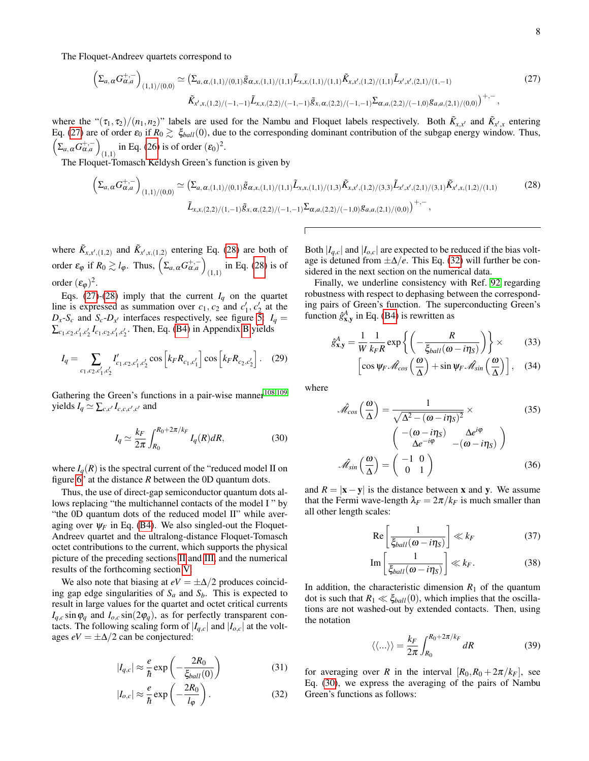The Floquet-Andreev quartets correspond to

$$\left(\Sigma_{a,\alpha}G^{+,-}_{\alpha,a}\right)_{(1,1)/(0,0)} \simeq \left(\Sigma_{a,\alpha,(1,1)/(0,1)}\tilde{g}_{\alpha,x,(1,1)/(1,1)}\tilde{L}_{x,x,(1,1)/(1,1)}\tilde{K}_{x,x',(1,2)/(1,1)}\tilde{L}_{x',x',(2,1)/(1,-1)}\right. \tag{27}$$
$$\left.\tilde{K}_{x',x,(1,2)/(-1,-1)}\tilde{L}_{x,x,(2,2)/(-1,-1)}\tilde{g}_{x,\alpha,(2,2)/(-1,-1)}\Sigma_{\alpha,a,(2,2)/(-1,0)}g_{a,a,(2,1)/(0,0)}\right)^{+,-},$$

where the "$(\tau_1,\tau_2)/(n_1,n_2)$" labels are used for the Nambu and Floquet labels respectively. Both $\tilde{K}_{x,x'}$ and $\tilde{K}_{x',x}$ entering Eq. (27) are of order $\varepsilon_0$ if $R_0 \gtrsim \xi_{ball}(0)$, due to the corresponding dominant contribution of the subgap energy window. Thus, $\left(\Sigma_{a,\alpha}G^{+,-}_{\alpha,a}\right)_{(1,1)}$ in Eq. (26) is of order $(\varepsilon_0)^2$.

The Floquet-Tomasch Keldysh Green's function is given by

$$\left(\Sigma_{a,\alpha}G^{+,-}_{\alpha,a}\right)_{(1,1)/(0,0)} \simeq \left(\Sigma_{a,\alpha,(1,1)/(0,1)}\tilde{g}_{\alpha,x,(1,1)/(1,1)}\tilde{L}_{x,x,(1,1)/(1,3)}\tilde{K}_{x,x',(1,2)/(3,3)}\tilde{L}_{x',x',(2,1)/(3,1)}\tilde{K}_{x',x,(1,2)/(1,1)}\right. \tag{28}$$
$$\left.\tilde{L}_{x,x,(2,2)/(1,-1)}\tilde{g}_{x,\alpha,(2,2)/(-1,-1)}\Sigma_{\alpha,a,(2,2)/(-1,0)}g_{a,a,(2,1)/(0,0)}\right)^{+,-},$$

where $\tilde{K}_{x,x',(1,2)}$ and $\tilde{K}_{x',x,(1,2)}$ entering Eq. (28) are both of order $\varepsilon_\varphi$ if $R_0 \gtrsim l_\varphi$. Thus, $\left(\Sigma_{a,\alpha}G^{+,-}_{\alpha,a}\right)_{(1,1)}$ in Eq. (28) is of order $(\varepsilon_\varphi)^2$.

Eqs. (27)-(28) imply that the current $I_q$ on the quartet line is expressed as summation over $c_1$, $c_2$ and $c_1'$, $c_2'$ at the $D_x$-$S_c$ and $S_c$-$D_{x'}$ interfaces respectively, see figure 5: $I_q = \sum_{c_1,c_2,c_1',c_2'} I_{c_1,c_2,c_1',c_2'}$. Then, Eq. (B4) in Appendix B yields

$$I_q = \sum_{c_1,c_2,c_1',c_2'} I'_{c_1,c_2,c_1',c_2'} \cos\left[k_F R_{c_1,c_1'}\right] \cos\left[k_F R_{c_2,c_2'}\right]. \tag{29}$$

Gathering the Green's functions in a pair-wise manner[108,109] yields $I_q \simeq \sum_{c,c'} I_{c,c,c',c'}$ and

$$I_q \simeq \frac{k_F}{2\pi}\int_{R_0}^{R_0+2\pi/k_F} I_q(R)dR, \tag{30}$$

where $I_q(R)$ is the spectral current of the "reduced model II on figure 6" at the distance $R$ between the 0D quantum dots.

Thus, the use of direct-gap semiconductor quantum dots allows replacing "the multichannel contacts of the model I " by "the 0D quantum dots of the reduced model II" while averaging over $\psi_F$ in Eq. (B4). We also singled-out the Floquet-Andreev quartet and the ultralong-distance Floquet-Tomasch octet contributions to the current, which supports the physical picture of the preceding sections II and III, and the numerical results of the forthcoming section V.

We also note that biasing at $eV = \pm\Delta/2$ produces coinciding gap edge singularities of $S_a$ and $S_b$. This is expected to result in large values for the quartet and octet critical currents $I_{q,c}\sin\varphi_q$ and $I_{o,c}\sin(2\varphi_q)$, as for perfectly transparent contacts. The following scaling form of $|I_{q,c}|$ and $|I_{o,c}|$ at the voltages $eV = \pm\Delta/2$ can be conjectured:

$$|I_{q,c}| \approx \frac{e}{\hbar}\exp\left(-\frac{2R_0}{\xi_{ball}(0)}\right) \tag{31}$$
$$|I_{o,c}| \approx \frac{e}{\hbar}\exp\left(-\frac{2R_0}{l_\varphi}\right). \tag{32}$$

Both $|I_{q,c}|$ and $|I_{o,c}|$ are expected to be reduced if the bias voltage is detuned from $\pm\Delta/e$. This Eq. (32) will further be considered in the next section on the numerical data.

Finally, we underline consistency with Ref. 92 regarding robustness with respect to dephasing between the corresponding pairs of Green's function. The superconducting Green's function $\hat{g}^A_{\mathbf{x},\mathbf{y}}$ in Eq. (B4) is rewritten as

$$\hat{g}^A_{\mathbf{x},\mathbf{y}} = \frac{1}{W}\frac{1}{k_F R}\exp\left\{\left(-\frac{R}{\xi_{ball}(\omega - i\eta_S)}\right)\right\}\times \tag{33}$$
$$\left[\cos\psi_F \hat{\mathscr{M}}_{cos}\left(\frac{\omega}{\Delta}\right) + \sin\psi_F \hat{\mathscr{M}}_{sin}\left(\frac{\omega}{\Delta}\right)\right], \tag{34}$$

where

$$\hat{\mathscr{M}}_{cos}\left(\frac{\omega}{\Delta}\right) = \frac{1}{\sqrt{\Delta^2 - (\omega - i\eta_S)^2}} \times \tag{35}$$
$$\begin{pmatrix} -(\omega - i\eta_S) & \Delta e^{i\varphi} \\ \Delta e^{-i\varphi} & -(\omega - i\eta_S) \end{pmatrix}$$
$$\hat{\mathscr{M}}_{sin}\left(\frac{\omega}{\Delta}\right) = \begin{pmatrix} -1 & 0 \\ 0 & 1 \end{pmatrix} \tag{36}$$

and $R = |\mathbf{x} - \mathbf{y}|$ is the distance between $\mathbf{x}$ and $\mathbf{y}$. We assume that the Fermi wave-length $\lambda_F = 2\pi/k_F$ is much smaller than all other length scales:

$$\mathrm{Re}\left[\frac{1}{\xi_{ball}(\omega - i\eta_S)}\right] \ll k_F \tag{37}$$
$$\mathrm{Im}\left[\frac{1}{\xi_{ball}(\omega - i\eta_S)}\right] \ll k_F. \tag{38}$$

In addition, the characteristic dimension $R_1$ of the quantum dot is such that $R_1 \ll \xi_{ball}(0)$, which implies that the oscillations are not washed-out by extended contacts. Then, using the notation

$$\langle\langle ... \rangle\rangle = \frac{k_F}{2\pi}\int_{R_0}^{R_0+2\pi/k_F} dR \tag{39}$$

for averaging over $R$ in the interval $[R_0, R_0 + 2\pi/k_F]$, see Eq. (30), we express the averaging of the pairs of Nambu Green's functions as follows: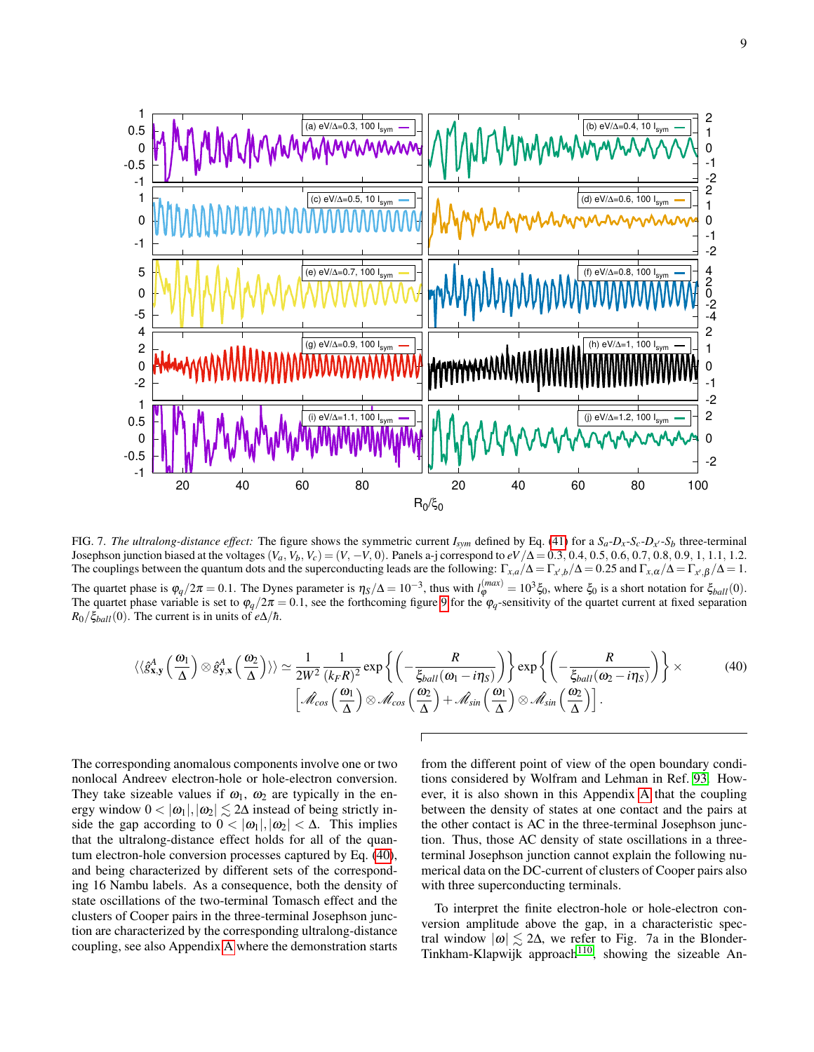FIG. 7. *The ultralong-distance effect:* The figure shows the symmetric current $I_{sym}$ defined by Eq. (41) for a $S_a$-$D_x$-$S_c$-$D_{x'}$-$S_b$ three-terminal Josephson junction biased at the voltages $(V_a, V_b, V_c) = (V, -V, 0)$. Panels a-j correspond to $eV/\Delta = 0.3, 0.4, 0.5, 0.6, 0.7, 0.8, 0.9, 1, 1.1, 1.2$. The couplings between the quantum dots and the superconducting leads are the following: $\Gamma_{x,a}/\Delta = \Gamma_{x',b}/\Delta = 0.25$ and $\Gamma_{x,\alpha}/\Delta = \Gamma_{x',\beta}/\Delta = 1$. The quartet phase is $\varphi_q/2\pi = 0.1$. The Dynes parameter is $\eta_S/\Delta = 10^{-3}$, thus with $l_\varphi^{(max)} = 10^3\xi_0$, where $\xi_0$ is a short notation for $\xi_{ball}(0)$. The quartet phase variable is set to $\varphi_q/2\pi = 0.1$, see the forthcoming figure 9 for the $\varphi_q$-sensitivity of the quartet current at fixed separation $R_0/\xi_{ball}(0)$. The current is in units of $e\Delta/\hbar$.

$$\langle\langle \hat{g}^A_{\mathbf{x},\mathbf{y}}\left(\frac{\omega_1}{\Delta}\right) \otimes \hat{g}^A_{\mathbf{y},\mathbf{x}}\left(\frac{\omega_2}{\Delta}\right)\rangle\rangle \simeq \frac{1}{2W^2}\frac{1}{(k_F R)^2} \exp\left\{\left(-\frac{R}{\xi_{ball}(\omega_1 - i\eta_S)}\right)\right\} \exp\left\{\left(-\frac{R}{\xi_{ball}(\omega_2 - i\eta_S)}\right)\right\} \times \left[\hat{\mathscr{M}}_{cos}\left(\frac{\omega_1}{\Delta}\right) \otimes \hat{\mathscr{M}}_{cos}\left(\frac{\omega_2}{\Delta}\right) + \hat{\mathscr{M}}_{sin}\left(\frac{\omega_1}{\Delta}\right) \otimes \hat{\mathscr{M}}_{sin}\left(\frac{\omega_2}{\Delta}\right)\right]. \quad (40)$$

The corresponding anomalous components involve one or two nonlocal Andreev electron-hole or hole-electron conversion. They take sizeable values if $\omega_1$, $\omega_2$ are typically in the energy window $0 < |\omega_1|, |\omega_2| \lesssim 2\Delta$ instead of being strictly inside the gap according to $0 < |\omega_1|, |\omega_2| < \Delta$. This implies that the ultralong-distance effect holds for all of the quantum electron-hole conversion processes captured by Eq. (40), and being characterized by different sets of the corresponding 16 Nambu labels. As a consequence, both the density of state oscillations of the two-terminal Tomasch effect and the clusters of Cooper pairs in the three-terminal Josephson junction are characterized by the corresponding ultralong-distance coupling, see also Appendix A where the demonstration starts from the different point of view of the open boundary conditions considered by Wolfram and Lehman in Ref. 93. However, it is also shown in this Appendix A that the coupling between the density of states at one contact and the pairs at the other contact is AC in the three-terminal Josephson junction. Thus, those AC density of state oscillations in a three-terminal Josephson junction cannot explain the following numerical data on the DC-current of clusters of Cooper pairs also with three superconducting terminals.

To interpret the finite electron-hole or hole-electron conversion amplitude above the gap, in a characteristic spectral window $|\omega| \lesssim 2\Delta$, we refer to Fig. 7a in the Blonder-Tinkham-Klapwijk approach[110], showing the sizeable An-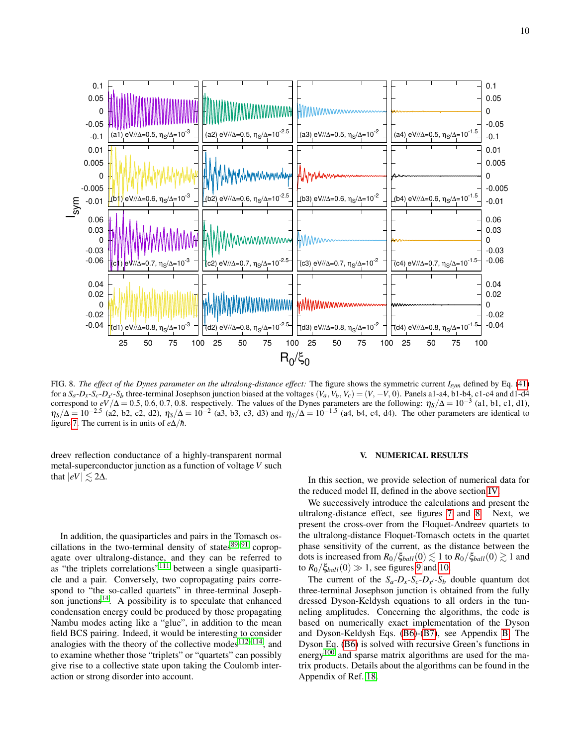FIG. 8. *The effect of the Dynes parameter on the ultralong-distance effect:* The figure shows the symmetric current $I_{sym}$ defined by Eq. (41) for a $S_a$-$D_x$-$S_c$-$D_{x'}$-$S_b$ three-terminal Josephson junction biased at the voltages $(V_a, V_b, V_c) = (V, -V, 0)$. Panels a1-a4, b1-b4, c1-c4 and d1-d4 correspond to $eV/\Delta = 0.5, 0.6, 0.7, 0.8$. respectively. The values of the Dynes parameters are the following: $\eta_S/\Delta = 10^{-3}$ (a1, b1, c1, d1), $\eta_S/\Delta = 10^{-2.5}$ (a2, b2, c2, d2), $\eta_S/\Delta = 10^{-2}$ (a3, b3, c3, d3) and $\eta_S/\Delta = 10^{-1.5}$ (a4, b4, c4, d4). The other parameters are identical to figure 7. The current is in units of $e\Delta/\hbar$.

dreev reflection conductance of a highly-transparent normal metal-superconductor junction as a function of voltage $V$ such that $|eV| \lesssim 2\Delta$.

In addition, the quasiparticles and pairs in the Tomasch oscillations in the two-terminal density of states[89–91] copropagate over ultralong-distance, and they can be referred to as "the triplets correlations"[111] between a single quasiparticle and a pair. Conversely, two copropagating pairs correspond to "the so-called quartets" in three-terminal Josephson junctions[14]. A possibility is to speculate that enhanced condensation energy could be produced by those propagating Nambu modes acting like a "glue", in addition to the mean field BCS pairing. Indeed, it would be interesting to consider analogies with the theory of the collective modes[112–114], and to examine whether those "triplets" or "quartets" can possibly give rise to a collective state upon taking the Coulomb interaction or strong disorder into account.

## V. NUMERICAL RESULTS

In this section, we provide selection of numerical data for the reduced model II, defined in the above section IV.

We successively introduce the calculations and present the ultralong-distance effect, see figures 7 and 8. Next, we present the cross-over from the Floquet-Andreev quartets to the ultralong-distance Floquet-Tomasch octets in the quartet phase sensitivity of the current, as the distance between the dots is increased from $R_0/\xi_{ball}(0) \lesssim 1$ to $R_0/\xi_{ball}(0) \gtrsim 1$ and to $R_0/\xi_{ball}(0) \gg 1$, see figures 9 and 10.

The current of the $S_a$-$D_x$-$S_c$-$D_{x'}$-$S_b$ double quantum dot three-terminal Josephson junction is obtained from the fully dressed Dyson-Keldysh equations to all orders in the tunneling amplitudes. Concerning the algorithms, the code is based on numerically exact implementation of the Dyson and Dyson-Keldysh Eqs. (B6)-(B7), see Appendix B. The Dyson Eq. (B6) is solved with recursive Green's functions in energy[100] and sparse matrix algorithms are used for the matrix products. Details about the algorithms can be found in the Appendix of Ref. 18.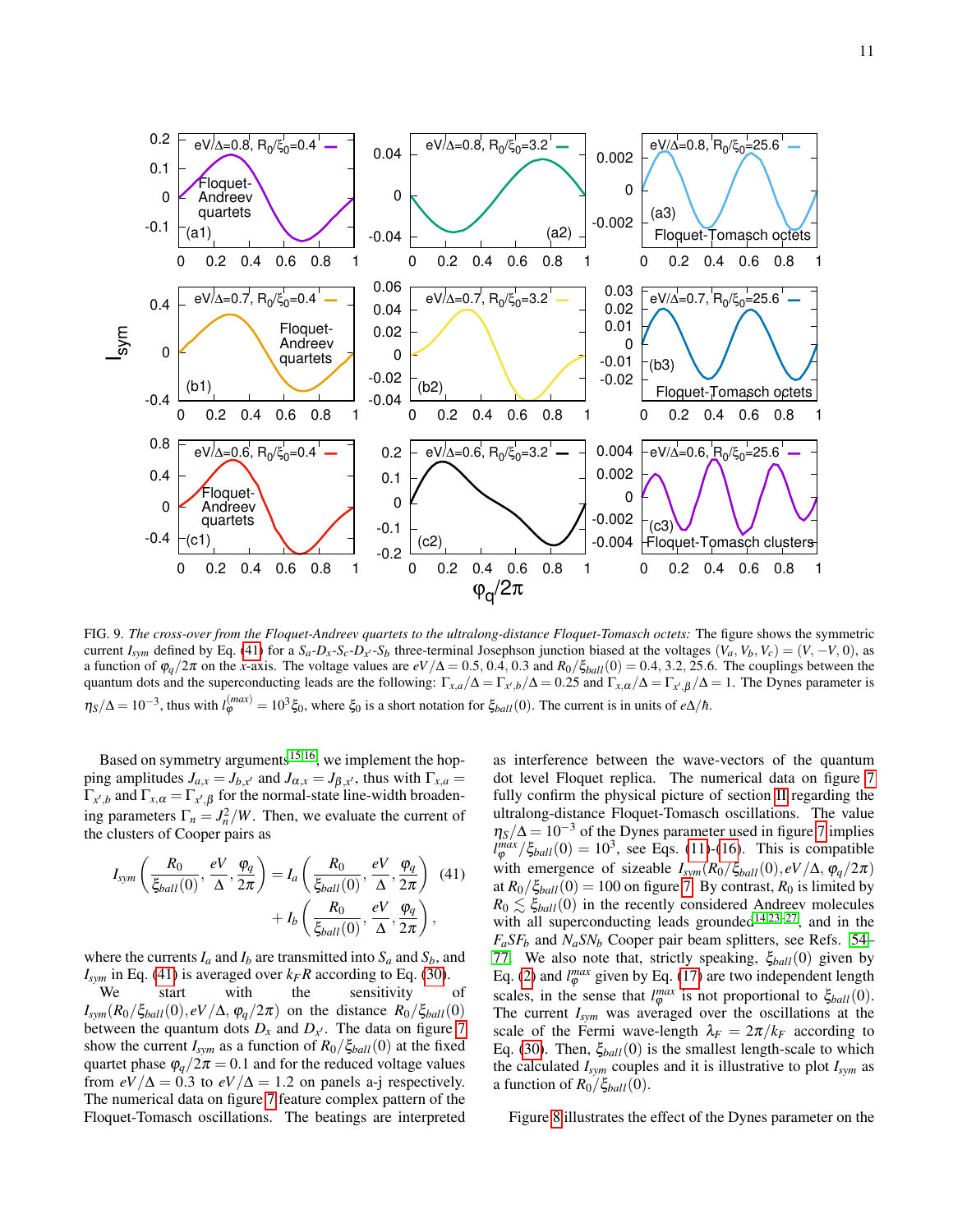FIG. 9. *The cross-over from the Floquet-Andreev quartets to the ultralong-distance Floquet-Tomasch octets:* The figure shows the symmetric current $I_{sym}$ defined by Eq. (41) for a $S_a$-$D_x$-$S_c$-$D_{x'}$-$S_b$ three-terminal Josephson junction biased at the voltages $(V_a, V_b, V_c) = (V, -V, 0)$, as a function of $\varphi_q/2\pi$ on the $x$-axis. The voltage values are $eV/\Delta = 0.5, 0.4, 0.3$ and $R_0/\xi_{ball}(0) = 0.4, 3.2, 25.6$. The couplings between the quantum dots and the superconducting leads are the following: $\Gamma_{x,a}/\Delta = \Gamma_{x',b}/\Delta = 0.25$ and $\Gamma_{x,\alpha}/\Delta = \Gamma_{x',\beta}/\Delta = 1$. The Dynes parameter is $\eta_S/\Delta = 10^{-3}$, thus with $l_\varphi^{(max)} = 10^3\xi_0$, where $\xi_0$ is a short notation for $\xi_{ball}(0)$. The current is in units of $e\Delta/\hbar$.

Based on symmetry arguments[15,16], we implement the hopping amplitudes $J_{a,x} = J_{b,x'}$ and $J_{\alpha,x} = J_{\beta,x'}$, thus with $\Gamma_{x,a} = \Gamma_{x',b}$ and $\Gamma_{x,\alpha} = \Gamma_{x',\beta}$ for the normal-state line-width broadening parameters $\Gamma_n = J_n^2/W$. Then, we evaluate the current of the clusters of Cooper pairs as

$$I_{sym}\left(\frac{R_0}{\xi_{ball}(0)}, \frac{eV}{\Delta}, \frac{\varphi_q}{2\pi}\right) = I_a\left(\frac{R_0}{\xi_{ball}(0)}, \frac{eV}{\Delta}, \frac{\varphi_q}{2\pi}\right) + I_b\left(\frac{R_0}{\xi_{ball}(0)}, \frac{eV}{\Delta}, \frac{\varphi_q}{2\pi}\right), \quad (41)$$

where the currents $I_a$ and $I_b$ are transmitted into $S_a$ and $S_b$, and $I_{sym}$ in Eq. (41) is averaged over $k_F R$ according to Eq. (30).

We start with the sensitivity of $I_{sym}(R_0/\xi_{ball}(0), eV/\Delta, \varphi_q/2\pi)$ on the distance $R_0/\xi_{ball}(0)$ between the quantum dots $D_x$ and $D_{x'}$. The data on figure 7 show the current $I_{sym}$ as a function of $R_0/\xi_{ball}(0)$ at the fixed quartet phase $\varphi_q/2\pi = 0.1$ and for the reduced voltage values from $eV/\Delta = 0.3$ to $eV/\Delta = 1.2$ on panels a-j respectively. The numerical data on figure 7 feature complex pattern of the Floquet-Tomasch oscillations. The beatings are interpreted as interference between the wave-vectors of the quantum dot level Floquet replica. The numerical data on figure 7 fully confirm the physical picture of section II regarding the ultralong-distance Floquet-Tomasch oscillations. The value $\eta_S/\Delta = 10^{-3}$ of the Dynes parameter used in figure 7 implies $l_\varphi^{max}/\xi_{ball}(0) = 10^3$, see Eqs. (11)-(16). This is compatible with emergence of sizeable $I_{sym}(R_0/\xi_{ball}(0), eV/\Delta, \varphi_q/2\pi)$ at $R_0/\xi_{ball}(0) = 100$ on figure 7. By contrast, $R_0$ is limited by $R_0 \lesssim \xi_{ball}(0)$ in the recently considered Andreev molecules with all superconducting leads grounded[14,23–27], and in the $F_aSF_b$ and $N_aSN_b$ Cooper pair beam splitters, see Refs. [54–77]. We also note that, strictly speaking, $\xi_{ball}(0)$ given by Eq. (2) and $l_\varphi^{max}$ given by Eq. (17) are two independent length scales, in the sense that $l_\varphi^{max}$ is not proportional to $\xi_{ball}(0)$. The current $I_{sym}$ was averaged over the oscillations at the scale of the Fermi wave-length $\lambda_F = 2\pi/k_F$ according to Eq. (30). Then, $\xi_{ball}(0)$ is the smallest length-scale to which the calculated $I_{sym}$ couples and it is illustrative to plot $I_{sym}$ as a function of $R_0/\xi_{ball}(0)$.

Figure 8 illustrates the effect of the Dynes parameter on the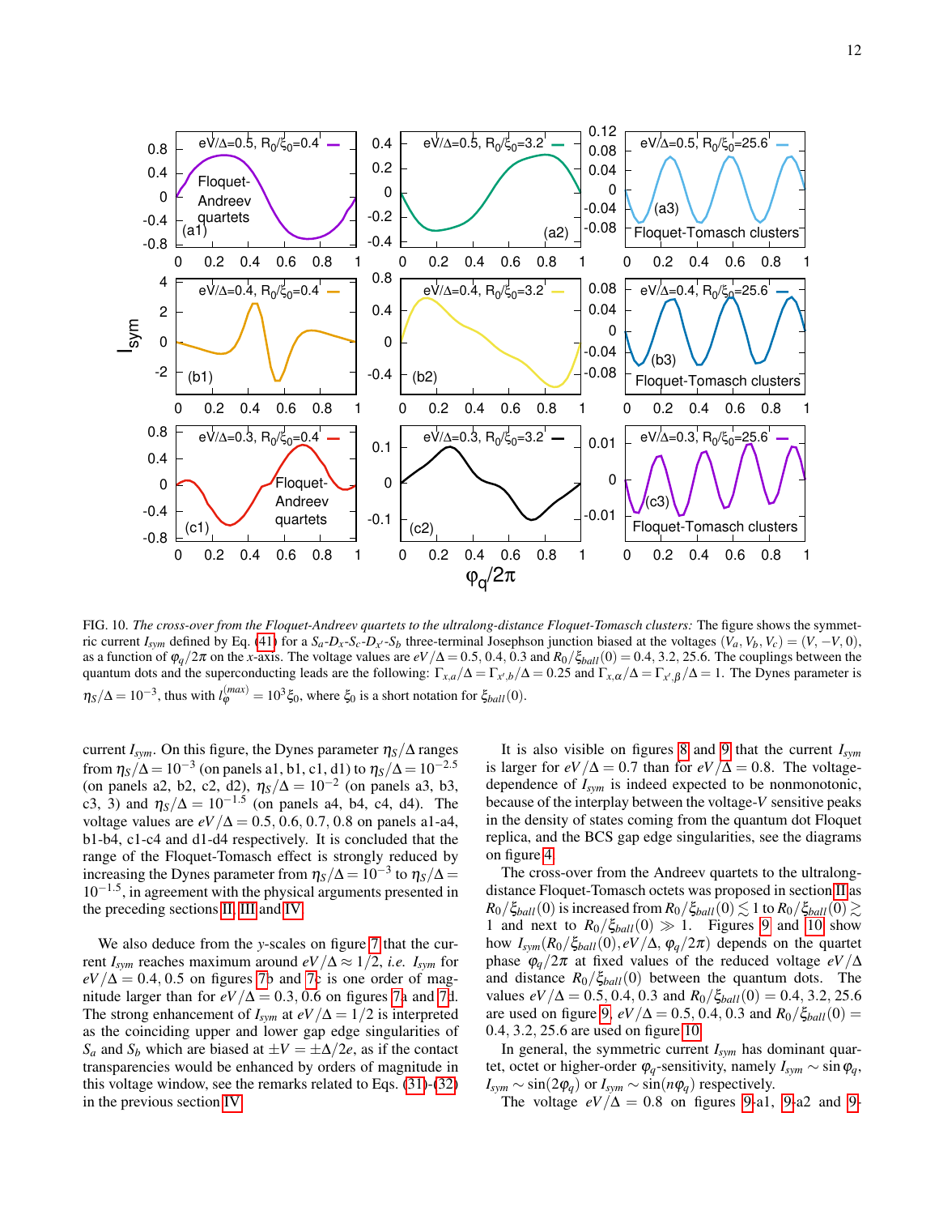FIG. 10. *The cross-over from the Floquet-Andreev quartets to the ultralong-distance Floquet-Tomasch clusters:* The figure shows the symmetric current $I_{sym}$ defined by Eq. (41) for a $S_a$-$D_x$-$S_c$-$D_{x'}$-$S_b$ three-terminal Josephson junction biased at the voltages $(V_a,V_b,V_c)=(V,-V,0)$, as a function of $\varphi_q/2\pi$ on the *x*-axis. The voltage values are $eV/\Delta=0.5,\,0.4,\,0.3$ and $R_0/\xi_{ball}(0)=0.4,\,3.2,\,25.6$. The couplings between the quantum dots and the superconducting leads are the following: $\Gamma_{x,a}/\Delta=\Gamma_{x',b}/\Delta=0.25$ and $\Gamma_{x,\alpha}/\Delta=\Gamma_{x',\beta}/\Delta=1$. The Dynes parameter is $\eta_S/\Delta=10^{-3}$, thus with $l_\varphi^{(max)}=10^3\xi_0$, where $\xi_0$ is a short notation for $\xi_{ball}(0)$.

current $I_{sym}$. On this figure, the Dynes parameter $\eta_S/\Delta$ ranges from $\eta_S/\Delta=10^{-3}$ (on panels a1, b1, c1, d1) to $\eta_S/\Delta=10^{-2.5}$ (on panels a2, b2, c2, d2), $\eta_S/\Delta=10^{-2}$ (on panels a3, b3, c3, 3) and $\eta_S/\Delta=10^{-1.5}$ (on panels a4, b4, c4, d4). The voltage values are $eV/\Delta=0.5,\,0.6,\,0.7,\,0.8$ on panels a1-a4, b1-b4, c1-c4 and d1-d4 respectively. It is concluded that the range of the Floquet-Tomasch effect is strongly reduced by increasing the Dynes parameter from $\eta_S/\Delta=10^{-3}$ to $\eta_S/\Delta=10^{-1.5}$, in agreement with the physical arguments presented in the preceding sections II, III and IV.

We also deduce from the *y*-scales on figure 7 that the current $I_{sym}$ reaches maximum around $eV/\Delta\approx1/2$, *i.e.* $I_{sym}$ for $eV/\Delta=0.4,\,0.5$ on figures 7b and 7c is one order of magnitude larger than for $eV/\Delta=0.3,\,0.6$ on figures 7a and 7d. The strong enhancement of $I_{sym}$ at $eV/\Delta=1/2$ is interpreted as the coinciding upper and lower gap edge singularities of $S_a$ and $S_b$ which are biased at $\pm V=\pm\Delta/2e$, as if the contact transparencies would be enhanced by orders of magnitude in this voltage window, see the remarks related to Eqs. (31)-(32) in the previous section IV.

It is also visible on figures 8 and 9 that the current $I_{sym}$ is larger for $eV/\Delta=0.7$ than for $eV/\Delta=0.8$. The voltage-dependence of $I_{sym}$ is indeed expected to be nonmonotonic, because of the interplay between the voltage-$V$ sensitive peaks in the density of states coming from the quantum dot Floquet replica, and the BCS gap edge singularities, see the diagrams on figure 4.

The cross-over from the Andreev quartets to the ultralong-distance Floquet-Tomasch octets was proposed in section II as $R_0/\xi_{ball}(0)$ is increased from $R_0/\xi_{ball}(0)\lesssim1$ to $R_0/\xi_{ball}(0)\gtrsim1$ and next to $R_0/\xi_{ball}(0)\gg1$. Figures 9 and 10 show how $I_{sym}(R_0/\xi_{ball}(0),eV/\Delta,\varphi_q/2\pi)$ depends on the quartet phase $\varphi_q/2\pi$ at fixed values of the reduced voltage $eV/\Delta$ and distance $R_0/\xi_{ball}(0)$ between the quantum dots. The values $eV/\Delta=0.5,\,0.4,\,0.3$ and $R_0/\xi_{ball}(0)=0.4,\,3.2,\,25.6$ are used on figure 9. $eV/\Delta=0.5,\,0.4,\,0.3$ and $R_0/\xi_{ball}(0)=0.4,\,3.2,\,25.6$ are used on figure 10.

In general, the symmetric current $I_{sym}$ has dominant quartet, octet or higher-order $\varphi_q$-sensitivity, namely $I_{sym}\sim\sin\varphi_q$, $I_{sym}\sim\sin(2\varphi_q)$ or $I_{sym}\sim\sin(n\varphi_q)$ respectively.

The voltage $eV/\Delta=0.8$ on figures 9-a1, 9-a2 and 9-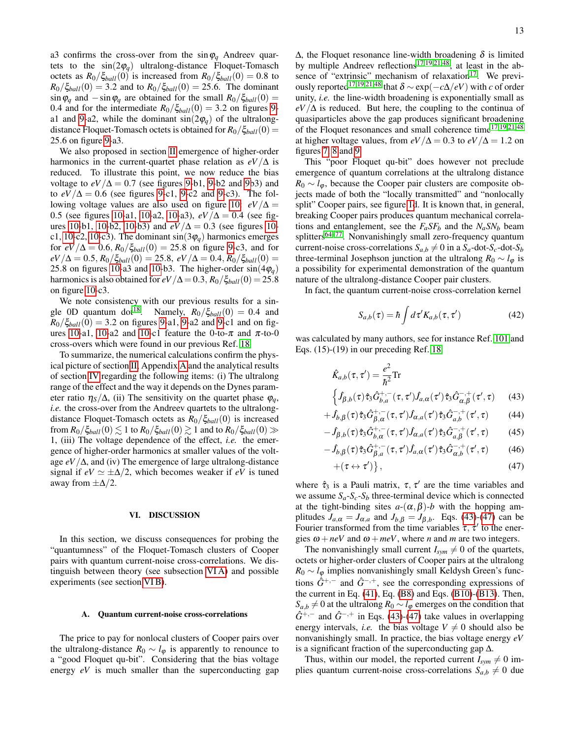a3 confirms the cross-over from the $\sin\varphi_q$ Andreev quartets to the $\sin(2\varphi_q)$ ultralong-distance Floquet-Tomasch octets as $R_0/\xi_{ball}(0)$ is increased from $R_0/\xi_{ball}(0) = 0.8$ to $R_0/\xi_{ball}(0) = 3.2$ and to $R_0/\xi_{ball}(0) = 25.6$. The dominant $\sin\varphi_q$ and $-\sin\varphi_q$ are obtained for the small $R_0/\xi_{ball}(0) = 0.4$ and for the intermediate $R_0/\xi_{ball}(0) = 3.2$ on figures 9-a1 and 9-a2, while the dominant $\sin(2\varphi_q)$ of the ultralong-distance Floquet-Tomasch octets is obtained for $R_0/\xi_{ball}(0) = 25.6$ on figure 9-a3.

We also proposed in section II emergence of higher-order harmonics in the current-quartet phase relation as $eV/\Delta$ is reduced. To illustrate this point, we now reduce the bias voltage to $eV/\Delta = 0.7$ (see figures 9-b1, 9-b2 and 9b3) and to $eV/\Delta = 0.6$ (see figures 9-c1, 9-c2 and 9-c3). The following voltage values are also used on figure 10: $eV/\Delta = 0.5$ (see figures 10-a1, 10-a2, 10-a3), $eV/\Delta = 0.4$ (see figures 10-b1, 10-b2, 10-b3) and $eV/\Delta = 0.3$ (see figures 10-c1, 10-c2, 10-c3). The dominant $\sin(3\varphi_q)$ harmonics emerges for $eV/\Delta = 0.6$, $R_0/\xi_{ball}(0) = 25.8$ on figure 9-c3, and for $eV/\Delta = 0.5$, $R_0/\xi_{ball}(0) = 25.8$, $eV/\Delta = 0.4$, $R_0/\xi_{ball}(0) = 25.8$ on figures 10-a3 and 10-b3. The higher-order $\sin(4\varphi_q)$ harmonics is also obtained for $eV/\Delta = 0.3$, $R_0/\xi_{ball}(0) = 25.8$ on figure 10-c3.

We note consistency with our previous results for a single 0D quantum dot[18]. Namely, $R_0/\xi_{ball}(0) = 0.4$ and $R_0/\xi_{ball}(0) = 3.2$ on figures 9-a1, 9-a2 and 9-c1 and on figures 10-a1, 10-a2 and 10-c1 feature the 0-to-$\pi$ and $\pi$-to-0 cross-overs which were found in our previous Ref. 18.

To summarize, the numerical calculations confirm the physical picture of section II, Appendix A and the analytical results of section IV regarding the following items: (i) The ultralong range of the effect and the way it depends on the Dynes parameter ratio $\eta_S/\Delta$, (ii) The sensitivity on the quartet phase $\varphi_q$, *i.e.* the cross-over from the Andreev quartets to the ultralong-distance Floquet-Tomasch octets as $R_0/\xi_{ball}(0)$ is increased from $R_0/\xi_{ball}(0) \lesssim 1$ to $R_0/\xi_{ball}(0) \gtrsim 1$ and to $R_0/\xi_{ball}(0) \gg 1$, (iii) The voltage dependence of the effect, *i.e.* the emergence of higher-order harmonics at smaller values of the voltage $eV/\Delta$, and (iv) The emergence of large ultralong-distance signal if $eV \simeq \pm\Delta/2$, which becomes weaker if $eV$ is tuned away from $\pm\Delta/2$.

## VI. DISCUSSION

In this section, we discuss consequences for probing the "quantumness" of the Floquet-Tomasch clusters of Cooper pairs with quantum current-noise cross-correlations. We distinguish between theory (see subsection VI A) and possible experiments (see section VI B).

### A. Quantum current-noise cross-correlations

The price to pay for nonlocal clusters of Cooper pairs over the ultralong-distance $R_0 \sim l_\varphi$ is apparently to renounce to a "good Floquet qu-bit". Considering that the bias voltage energy $eV$ is much smaller than the superconducting gap $\Delta$, the Floquet resonance line-width broadening $\delta$ is limited by multiple Andreev reflections[17,19,21,48], at least in the absence of "extrinsic" mechanism of relaxation[17]. We previously reported[17,19,21,48] that $\delta \sim \exp(-c\Delta/eV)$ with $c$ of order unity, *i.e.* the line-width broadening is exponentially small as $eV/\Delta$ is reduced. But here, the coupling to the continua of quasiparticles above the gap produces significant broadening of the Floquet resonances and small coherence time[17,19,21,48] at higher voltage values, from $eV/\Delta = 0.3$ to $eV/\Delta = 1.2$ on figures 7, 8 and 9.

This "poor Floquet qu-bit" does however not preclude emergence of quantum correlations at the ultralong distance $R_0 \sim l_\varphi$, because the Cooper pair clusters are composite objects made of both the "locally transmitted" and "nonlocally split" Cooper pairs, see figure 1d. It is known that, in general, breaking Cooper pairs produces quantum mechanical correlations and entanglement, see the $F_aSF_b$ and the $N_aSN_b$ beam splitters[64–77]. Nonvanishingly small zero-frequency quantum current-noise cross-correlations $S_{a,b} \neq 0$ in a $S_a$-dot-$S_c$-dot-$S_b$ three-terminal Josephson junction at the ultralong $R_0 \sim l_\varphi$ is a possibility for experimental demonstration of the quantum nature of the ultralong-distance Cooper pair clusters.

In fact, the quantum current-noise cross-correlation kernel

$$S_{a,b}(\tau) = \hbar \int d\tau' K_{a,b}(\tau,\tau') \tag{42}$$

was calculated by many authors, see for instance Ref. 101 and Eqs. (15)-(19) in our preceding Ref. 18

$$\begin{aligned}
\hat{K}_{a,b}(\tau,\tau') = \frac{e^2}{\hbar^2}\mathrm{Tr} \\
\Big\{ \hat{J}_{\beta,b}(\tau)\hat{\tau}_3\hat{G}^{+,-}_{b,a}(\tau,\tau')\hat{J}_{a,\alpha}(\tau')\hat{\tau}_3\hat{G}^{-,+}_{\alpha,\beta}(\tau',\tau) \quad (43)\\
+ \hat{J}_{b,\beta}(\tau)\hat{\tau}_3\hat{G}^{+,-}_{\beta,\alpha}(\tau,\tau')\hat{J}_{\alpha,a}(\tau')\hat{\tau}_3\hat{G}^{-,+}_{a,b}(\tau',\tau) \quad (44)\\
- \hat{J}_{\beta,b}(\tau)\hat{\tau}_3\hat{G}^{+,-}_{b,\alpha}(\tau,\tau')\hat{J}_{\alpha,a}(\tau')\hat{\tau}_3\hat{G}^{-,+}_{a,\beta}(\tau',\tau) \quad (45)\\
- \hat{J}_{b,\beta}(\tau)\hat{\tau}_3\hat{G}^{+,-}_{\beta,a}(\tau,\tau')\hat{J}_{a,\alpha}(\tau')\hat{\tau}_3\hat{G}^{-,+}_{\alpha,b}(\tau',\tau) \quad (46)\\
+ (\tau \leftrightarrow \tau')\Big\}, \quad (47)
\end{aligned}$$

where $\hat{\tau}_3$ is a Pauli matrix, $\tau$, $\tau'$ are the time variables and we assume $S_a$-$S_c$-$S_b$ three-terminal device which is connected at the tight-binding sites $a$-$(\alpha,\beta)$-$b$ with the hopping amplitudes $J_{a,\alpha} = J_{\alpha,a}$ and $J_{b,\beta} = J_{\beta,b}$. Eqs. (43)-(47) can be Fourier transformed from the time variables $\tau$, $\tau'$ to the energies $\omega + neV$ and $\omega + meV$, where $n$ and $m$ are two integers.

The nonvanishingly small current $I_{sym} \neq 0$ of the quartets, octets or higher-order clusters of Cooper pairs at the ultralong $R_0 \sim l_\varphi$ implies nonvanishingly small Keldysh Green's functions $\hat{G}^{+,-}$ and $\hat{G}^{-,+}$, see the corresponding expressions of the current in Eq. (41), Eq. (B8) and Eqs. (B10)-(B13). Then, $S_{a,b} \neq 0$ at the ultralong $R_0 \sim l_\varphi$ emerges on the condition that $\hat{G}^{+,-}$ and $\hat{G}^{-,+}$ in Eqs. (43)-(47) take values in overlapping energy intervals, *i.e.* the bias voltage $V \neq 0$ should also be nonvanishingly small. In practice, the bias voltage energy $eV$ is a significant fraction of the superconducting gap $\Delta$.

Thus, within our model, the reported current $I_{sym} \neq 0$ implies quantum current-noise cross-correlations $S_{a,b} \neq 0$ due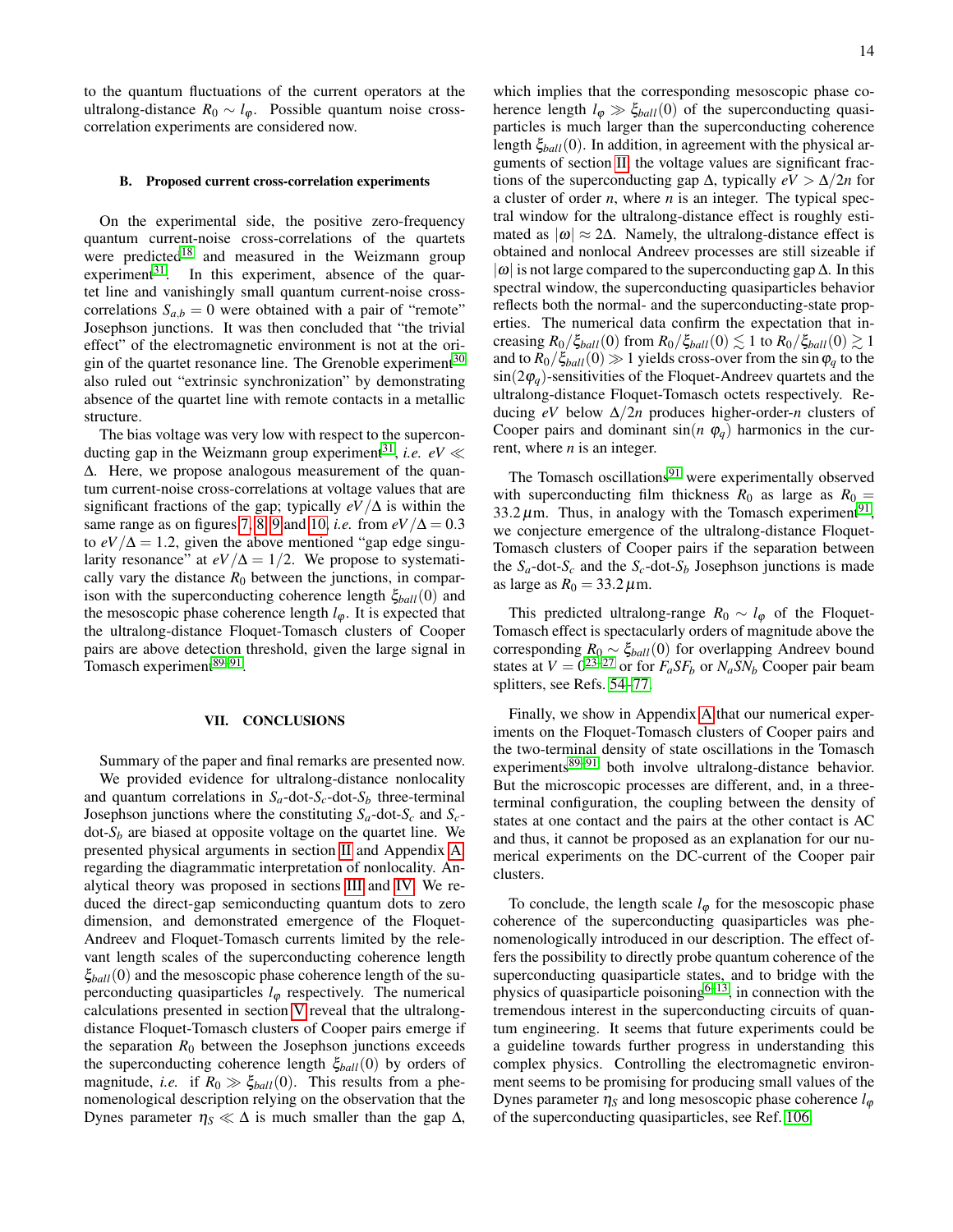to the quantum fluctuations of the current operators at the ultralong-distance $R_0 \sim l_\varphi$. Possible quantum noise cross-correlation experiments are considered now.

### B. Proposed current cross-correlation experiments

On the experimental side, the positive zero-frequency quantum current-noise cross-correlations of the quartets were predicted[18] and measured in the Weizmann group experiment[31]. In this experiment, absence of the quartet line and vanishingly small quantum current-noise cross-correlations $S_{a,b} = 0$ were obtained with a pair of "remote" Josephson junctions. It was then concluded that "the trivial effect" of the electromagnetic environment is not at the origin of the quartet resonance line. The Grenoble experiment[30] also ruled out "extrinsic synchronization" by demonstrating absence of the quartet line with remote contacts in a metallic structure.

The bias voltage was very low with respect to the superconducting gap in the Weizmann group experiment[31], *i.e.* $eV \ll \Delta$. Here, we propose analogous measurement of the quantum current-noise cross-correlations at voltage values that are significant fractions of the gap; typically $eV/\Delta$ is within the same range as on figures 7, 8, 9 and 10, *i.e.* from $eV/\Delta = 0.3$ to $eV/\Delta = 1.2$, given the above mentioned "gap edge singularity resonance" at $eV/\Delta = 1/2$. We propose to systematically vary the distance $R_0$ between the junctions, in comparison with the superconducting coherence length $\xi_{ball}(0)$ and the mesoscopic phase coherence length $l_\varphi$. It is expected that the ultralong-distance Floquet-Tomasch clusters of Cooper pairs are above detection threshold, given the large signal in Tomasch experiment[89–91].

## VII. CONCLUSIONS

Summary of the paper and final remarks are presented now.

We provided evidence for ultralong-distance nonlocality and quantum correlations in $S_a$-dot-$S_c$-dot-$S_b$ three-terminal Josephson junctions where the constituting $S_a$-dot-$S_c$ and $S_c$-dot-$S_b$ are biased at opposite voltage on the quartet line. We presented physical arguments in section II and Appendix A regarding the diagrammatic interpretation of nonlocality. Analytical theory was proposed in sections III and IV. We reduced the direct-gap semiconducting quantum dots to zero dimension, and demonstrated emergence of the Floquet-Andreev and Floquet-Tomasch currents limited by the relevant length scales of the superconducting coherence length $\xi_{ball}(0)$ and the mesoscopic phase coherence length of the superconducting quasiparticles $l_\varphi$ respectively. The numerical calculations presented in section V reveal that the ultralong-distance Floquet-Tomasch clusters of Cooper pairs emerge if the separation $R_0$ between the Josephson junctions exceeds the superconducting coherence length $\xi_{ball}(0)$ by orders of magnitude, *i.e.* if $R_0 \gg \xi_{ball}(0)$. This results from a phenomenological description relying on the observation that the Dynes parameter $\eta_S \ll \Delta$ is much smaller than the gap $\Delta$, which implies that the corresponding mesoscopic phase coherence length $l_\varphi \gg \xi_{ball}(0)$ of the superconducting quasiparticles is much larger than the superconducting coherence length $\xi_{ball}(0)$. In addition, in agreement with the physical arguments of section II, the voltage values are significant fractions of the superconducting gap $\Delta$, typically $eV > \Delta/2n$ for a cluster of order $n$, where $n$ is an integer. The typical spectral window for the ultralong-distance effect is roughly estimated as $|\omega| \approx 2\Delta$. Namely, the ultralong-distance effect is obtained and nonlocal Andreev processes are still sizeable if $|\omega|$ is not large compared to the superconducting gap $\Delta$. In this spectral window, the superconducting quasiparticles behavior reflects both the normal- and the superconducting-state properties. The numerical data confirm the expectation that increasing $R_0/\xi_{ball}(0)$ from $R_0/\xi_{ball}(0) \lesssim 1$ to $R_0/\xi_{ball}(0) \gtrsim 1$ and to $R_0/\xi_{ball}(0) \gg 1$ yields cross-over from the $\sin\varphi_q$ to the $\sin(2\varphi_q)$-sensitivities of the Floquet-Andreev quartets and the ultralong-distance Floquet-Tomasch octets respectively. Reducing $eV$ below $\Delta/2n$ produces higher-order-$n$ clusters of Cooper pairs and dominant $\sin(n\ \varphi_q)$ harmonics in the current, where $n$ is an integer.

The Tomasch oscillations[91] were experimentally observed with superconducting film thickness $R_0$ as large as $R_0 = 33.2\,\mu$m. Thus, in analogy with the Tomasch experiment[91], we conjecture emergence of the ultralong-distance Floquet-Tomasch clusters of Cooper pairs if the separation between the $S_a$-dot-$S_c$ and the $S_c$-dot-$S_b$ Josephson junctions is made as large as $R_0 = 33.2\,\mu$m.

This predicted ultralong-range $R_0 \sim l_\varphi$ of the Floquet-Tomasch effect is spectacularly orders of magnitude above the corresponding $R_0 \sim \xi_{ball}(0)$ for overlapping Andreev bound states at $V = 0$[23–27] or for $F_aSF_b$ or $N_aSN_b$ Cooper pair beam splitters, see Refs. 54–77.

Finally, we show in Appendix A that our numerical experiments on the Floquet-Tomasch clusters of Cooper pairs and the two-terminal density of state oscillations in the Tomasch experiments[89–91] both involve ultralong-distance behavior. But the microscopic processes are different, and, in a three-terminal configuration, the coupling between the density of states at one contact and the pairs at the other contact is AC and thus, it cannot be proposed as an explanation for our numerical experiments on the DC-current of the Cooper pair clusters.

To conclude, the length scale $l_\varphi$ for the mesoscopic phase coherence of the superconducting quasiparticles was phenomenologically introduced in our description. The effect offers the possibility to directly probe quantum coherence of the superconducting quasiparticle states, and to bridge with the physics of quasiparticle poisoning[6–13], in connection with the tremendous interest in the superconducting circuits of quantum engineering. It seems that future experiments could be a guideline towards further progress in understanding this complex physics. Controlling the electromagnetic environment seems to be promising for producing small values of the Dynes parameter $\eta_S$ and long mesoscopic phase coherence $l_\varphi$ of the superconducting quasiparticles, see Ref. 106.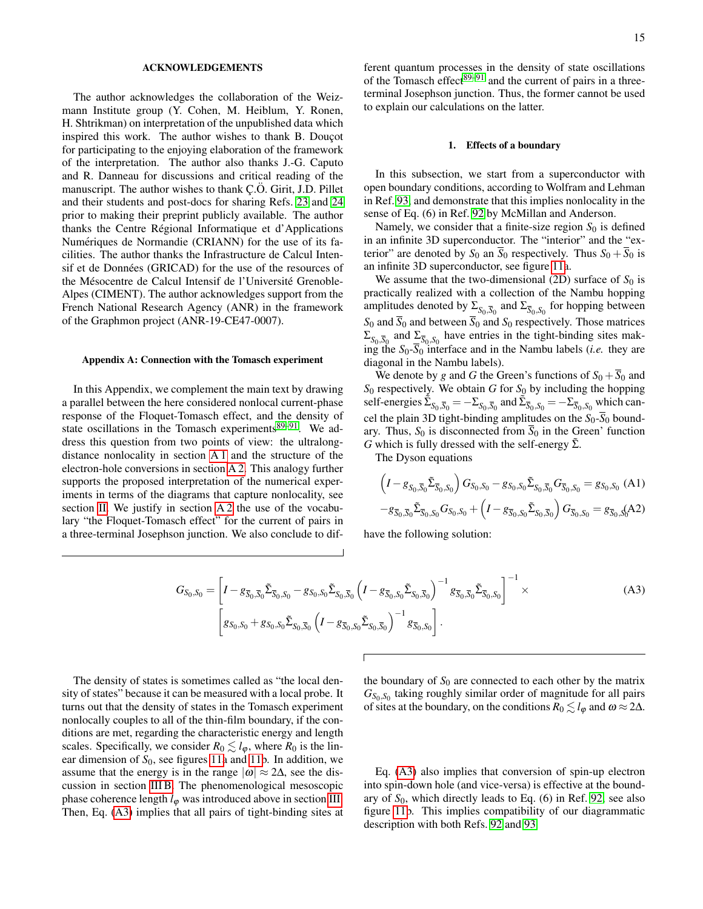## ACKNOWLEDGEMENTS

The author acknowledges the collaboration of the Weizmann Institute group (Y. Cohen, M. Heiblum, Y. Ronen, H. Shtrikman) on interpretation of the unpublished data which inspired this work. The author wishes to thank B. Douçot for participating to the enjoying elaboration of the framework of the interpretation. The author also thanks J.-G. Caputo and R. Danneau for discussions and critical reading of the manuscript. The author wishes to thank Ç.Ö. Girit, J.D. Pillet and their students and post-docs for sharing Refs. 23 and 24 prior to making their preprint publicly available. The author thanks the Centre Régional Informatique et d'Applications Numériques de Normandie (CRIANN) for the use of its facilities. The author thanks the Infrastructure de Calcul Intensif et de Données (GRICAD) for the use of the resources of the Mésocentre de Calcul Intensif de l'Université Grenoble-Alpes (CIMENT). The author acknowledges support from the French National Research Agency (ANR) in the framework of the Graphmon project (ANR-19-CE47-0007).

## Appendix A: Connection with the Tomasch experiment

In this Appendix, we complement the main text by drawing a parallel between the here considered nonlocal current-phase response of the Floquet-Tomasch effect, and the density of state oscillations in the Tomasch experiments[89–91]. We address this question from two points of view: the ultralong-distance nonlocality in section A 1 and the structure of the electron-hole conversions in section A 2. This analogy further supports the proposed interpretation of the numerical experiments in terms of the diagrams that capture nonlocality, see section II. We justify in section A 2 the use of the vocabulary "the Floquet-Tomasch effect" for the current of pairs in a three-terminal Josephson junction. We also conclude to different quantum processes in the density of state oscillations of the Tomasch effect[89–91] and the current of pairs in a three-terminal Josephson junction. Thus, the former cannot be used to explain our calculations on the latter.

### 1. Effects of a boundary

In this subsection, we start from a superconductor with open boundary conditions, according to Wolfram and Lehman in Ref. 93 and demonstrate that this implies nonlocality in the sense of Eq. (6) in Ref. 92 by McMillan and Anderson.

Namely, we consider that a finite-size region $S_0$ is defined in an infinite 3D superconductor. The "interior" and the "exterior" are denoted by $S_0$ an $\overline{S}_0$ respectively. Thus $S_0+\overline{S}_0$ is an infinite 3D superconductor, see figure 11a.

We assume that the two-dimensional (2D) surface of $S_0$ is practically realized with a collection of the Nambu hopping amplitudes denoted by $\Sigma_{S_0,\overline{S}_0}$ and $\Sigma_{\overline{S}_0,S_0}$ for hopping between $S_0$ and $\overline{S}_0$ and between $\overline{S}_0$ and $S_0$ respectively. Those matrices $\Sigma_{S_0,\overline{S}_0}$ and $\Sigma_{\overline{S}_0,S_0}$ have entries in the tight-binding sites making the $S_0$-$\overline{S}_0$ interface and in the Nambu labels (*i.e.* they are diagonal in the Nambu labels).

We denote by $g$ and $G$ the Green's functions of $S_0+\overline{S}_0$ and $S_0$ respectively. We obtain $G$ for $S_0$ by including the hopping self-energies $\tilde{\Sigma}_{S_0,\overline{S}_0}=-\Sigma_{S_0,\overline{S}_0}$ and $\tilde{\Sigma}_{\overline{S}_0,S_0}=-\Sigma_{\overline{S}_0,S_0}$ which cancel the plain 3D tight-binding amplitudes on the $S_0$-$\overline{S}_0$ boundary. Thus, $S_0$ is disconnected from $\overline{S}_0$ in the Green' function $G$ which is fully dressed with the self-energy $\tilde{\Sigma}$.

The Dyson equations

$$\left(I-g_{S_0,\overline{S}_0}\tilde{\Sigma}_{\overline{S}_0,S_0}\right)G_{S_0,S_0}-g_{S_0,S_0}\tilde{\Sigma}_{S_0,\overline{S}_0}G_{\overline{S}_0,S_0}=g_{S_0,S_0} \quad \text{(A1)}$$

$$-g_{\overline{S}_0,S_0}\tilde{\Sigma}_{\overline{S}_0,S_0}G_{S_0,S_0}+\left(I-g_{\overline{S}_0,S_0}\tilde{\Sigma}_{S_0,\overline{S}_0}\right)G_{\overline{S}_0,S_0}=g_{\overline{S}_0,S_0} \quad \text{(A2)}$$

have the following solution:

$$G_{S_0,S_0}=\left[I-g_{\overline{S}_0,\overline{S}_0}\tilde{\Sigma}_{\overline{S}_0,S_0}-g_{S_0,S_0}\tilde{\Sigma}_{S_0,\overline{S}_0}\left(I-g_{\overline{S}_0,S_0}\tilde{\Sigma}_{S_0,\overline{S}_0}\right)^{-1}g_{\overline{S}_0,\overline{S}_0}\tilde{\Sigma}_{\overline{S}_0,S_0}\right]^{-1}\times \left[g_{S_0,S_0}+g_{S_0,S_0}\tilde{\Sigma}_{S_0,\overline{S}_0}\left(I-g_{\overline{S}_0,S_0}\tilde{\Sigma}_{S_0,\overline{S}_0}\right)^{-1}g_{\overline{S}_0,S_0}\right]. \quad \text{(A3)}$$

The density of states is sometimes called as "the local density of states" because it can be measured with a local probe. It turns out that the density of states in the Tomasch experiment nonlocally couples to all of the thin-film boundary, if the conditions are met, regarding the characteristic energy and length scales. Specifically, we consider $R_0 \lesssim l_\varphi$, where $R_0$ is the linear dimension of $S_0$, see figures 11a and 11b. In addition, we assume that the energy is in the range $|\omega|\approx 2\Delta$, see the discussion in section III B. The phenomenological mesoscopic phase coherence length $l_\varphi$ was introduced above in section III. Then, Eq. (A3) implies that all pairs of tight-binding sites at the boundary of $S_0$ are connected to each other by the matrix $G_{S_0,S_0}$ taking roughly similar order of magnitude for all pairs of sites at the boundary, on the conditions $R_0 \lesssim l_\varphi$ and $\omega \approx 2\Delta$.

Eq. (A3) also implies that conversion of spin-up electron into spin-down hole (and vice-versa) is effective at the boundary of $S_0$, which directly leads to Eq. (6) in Ref. 92, see also figure 11b. This implies compatibility of our diagrammatic description with both Refs. 92 and 93.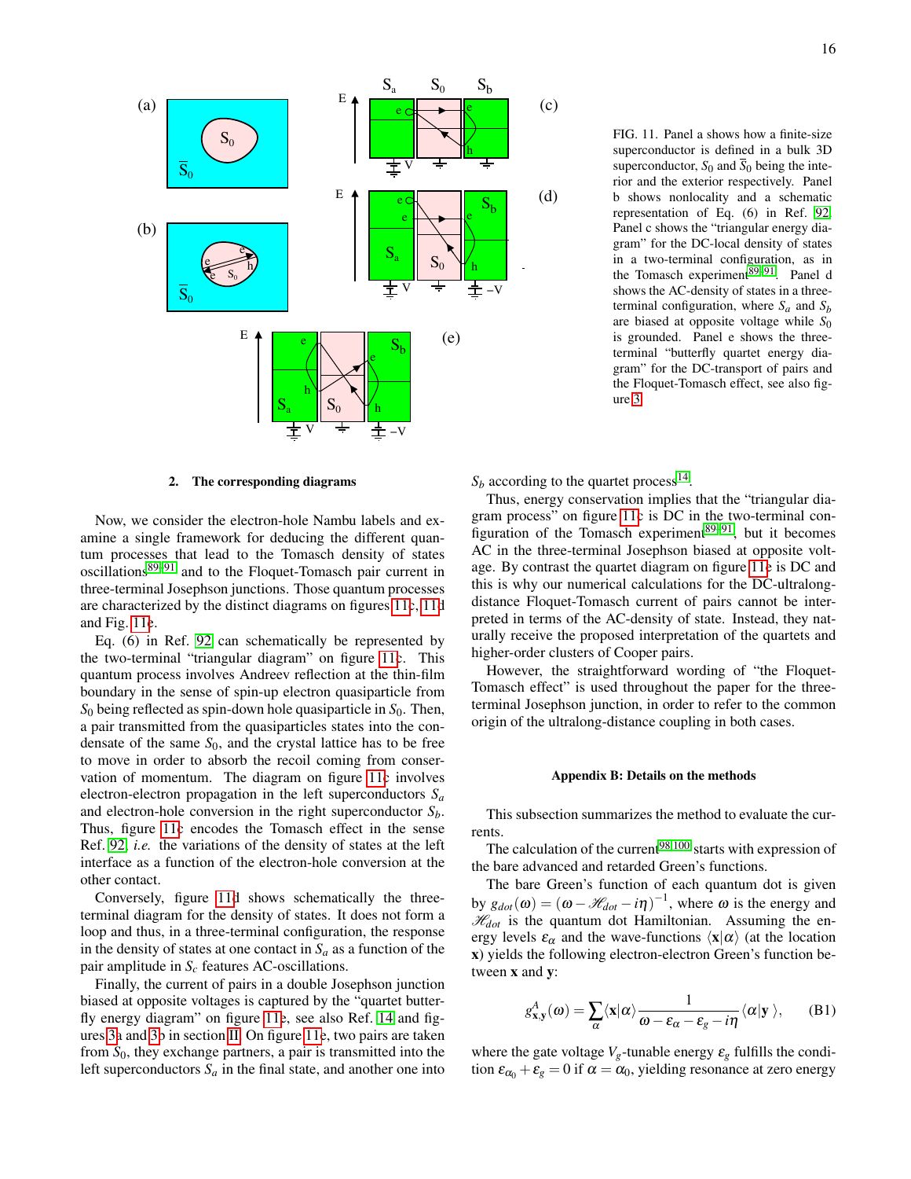FIG. 11. Panel a shows how a finite-size superconductor is defined in a bulk 3D superconductor, $S_0$ and $\overline{S}_0$ being the interior and the exterior respectively. Panel b shows nonlocality and a schematic representation of Eq. (6) in Ref. [92]. Panel c shows the "triangular energy diagram" for the DC-local density of states in a two-terminal configuration, as in the Tomasch experiment[89–91]. Panel d shows the AC-density of states in a three-terminal configuration, where $S_a$ and $S_b$ are biased at opposite voltage while $S_0$ is grounded. Panel e shows the three-terminal "butterfly quartet energy diagram" for the DC-transport of pairs and the Floquet-Tomasch effect, see also figure 3.

### 2. The corresponding diagrams

Now, we consider the electron-hole Nambu labels and examine a single framework for deducing the different quantum processes that lead to the Tomasch density of states oscillations[89–91] and to the Floquet-Tomasch pair current in three-terminal Josephson junctions. Those quantum processes are characterized by the distinct diagrams on figures 11c, 11d and Fig. 11e.

Eq. (6) in Ref. 92 can schematically be represented by the two-terminal "triangular diagram" on figure 11c. This quantum process involves Andreev reflection at the thin-film boundary in the sense of spin-up electron quasiparticle from $S_0$ being reflected as spin-down hole quasiparticle in $S_0$. Then, a pair transmitted from the quasiparticles states into the condensate of the same $S_0$, and the crystal lattice has to be free to move in order to absorb the recoil coming from conservation of momentum. The diagram on figure 11c involves electron-electron propagation in the left superconductors $S_a$ and electron-hole conversion in the right superconductor $S_b$. Thus, figure 11c encodes the Tomasch effect in the sense Ref. 92, *i.e.* the variations of the density of states at the left interface as a function of the electron-hole conversion at the other contact.

Conversely, figure 11d shows schematically the three-terminal diagram for the density of states. It does not form a loop and thus, in a three-terminal configuration, the response in the density of states at one contact in $S_a$ as a function of the pair amplitude in $S_c$ features AC-oscillations.

Finally, the current of pairs in a double Josephson junction biased at opposite voltages is captured by the "quartet butterfly energy diagram" on figure 11e, see also Ref. 14 and figures 3a and 3b in section II. On figure 11e, two pairs are taken from $S_0$, they exchange partners, a pair is transmitted into the left superconductors $S_a$ in the final state, and another one into $S_b$ according to the quartet process[14].

Thus, energy conservation implies that the "triangular diagram process" on figure 11c is DC in the two-terminal configuration of the Tomasch experiment[89–91], but it becomes AC in the three-terminal Josephson biased at opposite voltage. By contrast the quartet diagram on figure 11e is DC and this is why our numerical calculations for the DC-ultralong-distance Floquet-Tomasch current of pairs cannot be interpreted in terms of the AC-density of state. Instead, they naturally receive the proposed interpretation of the quartets and higher-order clusters of Cooper pairs.

However, the straightforward wording of "the Floquet-Tomasch effect" is used throughout the paper for the three-terminal Josephson junction, in order to refer to the common origin of the ultralong-distance coupling in both cases.

## Appendix B: Details on the methods

This subsection summarizes the method to evaluate the currents.

The calculation of the current[98–100] starts with expression of the bare advanced and retarded Green's functions.

The bare Green's function of each quantum dot is given by $g_{dot}(\omega) = (\omega - \mathscr{H}_{dot} - i\eta)^{-1}$, where $\omega$ is the energy and $\mathscr{H}_{dot}$ is the quantum dot Hamiltonian. Assuming the energy levels $\varepsilon_\alpha$ and the wave-functions $\langle \mathbf{x}|\alpha\rangle$ (at the location $\mathbf{x}$) yields the following electron-electron Green's function between $\mathbf{x}$ and $\mathbf{y}$:

$$g^{A}_{\mathbf{x},\mathbf{y}}(\omega) = \sum_\alpha \langle \mathbf{x}|\alpha\rangle \frac{1}{\omega - \varepsilon_\alpha - \varepsilon_g - i\eta} \langle \alpha|\mathbf{y}\rangle, \quad \text{(B1)}$$

where the gate voltage $V_g$-tunable energy $\varepsilon_g$ fulfills the condition $\varepsilon_{\alpha_0} + \varepsilon_g = 0$ if $\alpha = \alpha_0$, yielding resonance at zero energy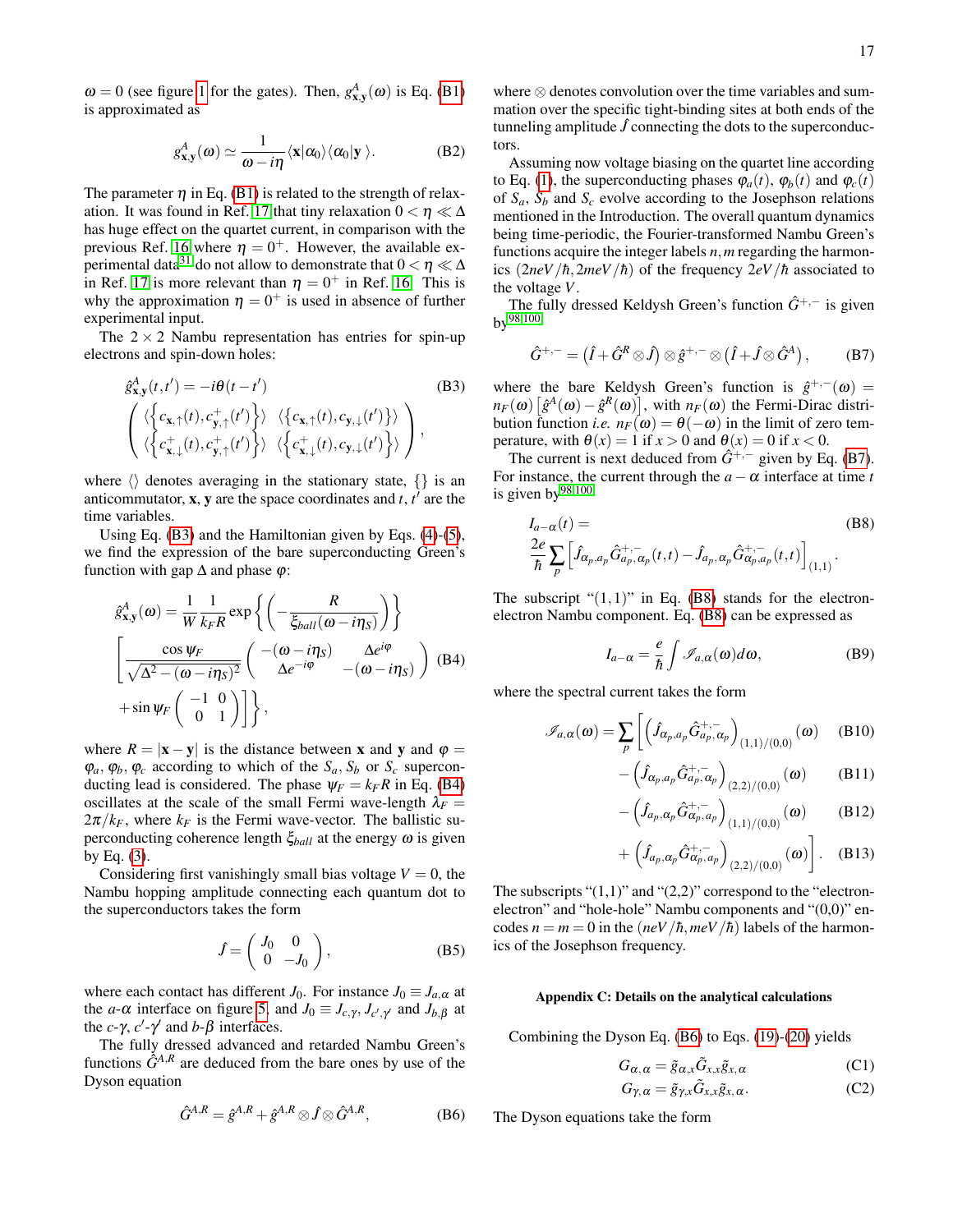$\omega = 0$ (see figure 1 for the gates). Then, $g^A_{\mathbf{x},\mathbf{y}}(\omega)$ is Eq. (B1) is approximated as

$$g^A_{\mathbf{x},\mathbf{y}}(\omega) \simeq \frac{1}{\omega - i\eta} \langle \mathbf{x} | \alpha_0 \rangle \langle \alpha_0 | \mathbf{y} \rangle. \tag{B2}$$

The parameter $\eta$ in Eq. (B1) is related to the strength of relaxation. It was found in Ref. 17 that tiny relaxation $0 < \eta \ll \Delta$ has huge effect on the quartet current, in comparison with the previous Ref. 16 where $\eta = 0^+$. However, the available experimental data[31] do not allow to demonstrate that $0 < \eta \ll \Delta$ in Ref. 17 is more relevant than $\eta = 0^+$ in Ref. 16. This is why the approximation $\eta = 0^+$ is used in absence of further experimental input.

The $2 \times 2$ Nambu representation has entries for spin-up electrons and spin-down holes:

$$\hat{g}^A_{\mathbf{x},\mathbf{y}}(t,t') = -i\theta(t-t') \tag{B3}$$
$$\left( \begin{array}{cc} \langle \left\{ c_{\mathbf{x},\uparrow}(t), c^+_{\mathbf{y},\uparrow}(t') \right\} \rangle & \langle \left\{ c_{\mathbf{x},\uparrow}(t), c_{\mathbf{y},\downarrow}(t') \right\} \rangle \\ \langle \left\{ c^+_{\mathbf{x},\downarrow}(t), c^+_{\mathbf{y},\uparrow}(t') \right\} \rangle & \langle \left\{ c^+_{\mathbf{x},\downarrow}(t), c_{\mathbf{y},\downarrow}(t') \right\} \rangle \end{array} \right),$$

where $\langle\rangle$ denotes averaging in the stationary state, $\{\}$ is an anticommutator, $\mathbf{x}$, $\mathbf{y}$ are the space coordinates and $t$, $t'$ are the time variables.

Using Eq. (B3) and the Hamiltonian given by Eqs. (4)-(5), we find the expression of the bare superconducting Green's function with gap $\Delta$ and phase $\varphi$:

$$\hat{g}^A_{\mathbf{x},\mathbf{y}}(\omega) = \frac{1}{W} \frac{1}{k_F R} \exp\left\{ \left( -\frac{R}{\xi_{ball}(\omega - i\eta_S)} \right) \right\}$$
$$\left[ \frac{\cos\psi_F}{\sqrt{\Delta^2 - (\omega - i\eta_S)^2}} \left( \begin{array}{cc} -(\omega - i\eta_S) & \Delta e^{i\varphi} \\ \Delta e^{-i\varphi} & -(\omega - i\eta_S) \end{array} \right) \right. \tag{B4}$$
$$\left. + \sin\psi_F \left( \begin{array}{cc} -1 & 0 \\ 0 & 1 \end{array} \right) \right] \Bigg\},$$

where $R = |\mathbf{x} - \mathbf{y}|$ is the distance between $\mathbf{x}$ and $\mathbf{y}$ and $\varphi = \varphi_a, \varphi_b, \varphi_c$ according to which of the $S_a$, $S_b$ or $S_c$ superconducting lead is considered. The phase $\psi_F = k_F R$ in Eq. (B4) oscillates at the scale of the small Fermi wave-length $\lambda_F = 2\pi/k_F$, where $k_F$ is the Fermi wave-vector. The ballistic superconducting coherence length $\xi_{ball}$ at the energy $\omega$ is given by Eq. (3).

Considering first vanishingly small bias voltage $V = 0$, the Nambu hopping amplitude connecting each quantum dot to the superconductors takes the form

$$\hat{\mathcal{J}} = \left( \begin{array}{cc} J_0 & 0 \\ 0 & -J_0 \end{array} \right), \tag{B5}$$

where each contact has different $J_0$. For instance $J_0 \equiv J_{a,\alpha}$ at the $a$-$\alpha$ interface on figure 5, and $J_0 \equiv J_{c,\gamma}, J_{c',\gamma'}$ and $J_{b,\beta}$ at the $c$-$\gamma$, $c'$-$\gamma'$ and $b$-$\beta$ interfaces.

The fully dressed advanced and retarded Nambu Green's functions $\hat{G}^{A,R}$ are deduced from the bare ones by use of the Dyson equation

$$\hat{G}^{A,R} = \hat{g}^{A,R} + \hat{g}^{A,R} \otimes \hat{\mathcal{J}} \otimes \hat{G}^{A,R}, \tag{B6}$$

where $\otimes$ denotes convolution over the time variables and summation over the specific tight-binding sites at both ends of the tunneling amplitude $\hat{\mathcal{J}}$ connecting the dots to the superconductors.

Assuming now voltage biasing on the quartet line according to Eq. (1), the superconducting phases $\varphi_a(t)$, $\varphi_b(t)$ and $\varphi_c(t)$ of $S_a$, $S_b$ and $S_c$ evolve according to the Josephson relations mentioned in the Introduction. The overall quantum dynamics being time-periodic, the Fourier-transformed Nambu Green's functions acquire the integer labels $n, m$ regarding the harmonics $(2neV/\hbar, 2meV/\hbar)$ of the frequency $2eV/\hbar$ associated to the voltage $V$.

The fully dressed Keldysh Green's function $\hat{G}^{+,-}$ is given by[98,100]

$$\hat{G}^{+,-} = \left( \hat{I} + \hat{G}^R \otimes \hat{\mathcal{J}} \right) \otimes \hat{g}^{+,-} \otimes \left( \hat{I} + \hat{\mathcal{J}} \otimes \hat{G}^A \right), \tag{B7}$$

where the bare Keldysh Green's function is $\hat{g}^{+,-}(\omega) = n_F(\omega) \left[ \hat{g}^A(\omega) - \hat{g}^R(\omega) \right]$, with $n_F(\omega)$ the Fermi-Dirac distribution function *i.e.* $n_F(\omega) = \theta(-\omega)$ in the limit of zero temperature, with $\theta(x) = 1$ if $x > 0$ and $\theta(x) = 0$ if $x < 0$.

The current is next deduced from $\hat{G}^{+,-}$ given by Eq. (B7). For instance, the current through the $a - \alpha$ interface at time $t$ is given by[98,100]

$$I_{a-\alpha}(t) = \tag{B8}$$
$$\frac{2e}{\hbar} \sum_p \left[ \hat{J}_{\alpha_p,a_p} \hat{G}^{+,-}_{a_p,\alpha_p}(t,t) - \hat{J}_{a_p,\alpha_p} \hat{G}^{+,-}_{\alpha_p,a_p}(t,t) \right]_{(1,1)}.$$

The subscript "(1,1)" in Eq. (B8) stands for the electron-electron Nambu component. Eq. (B8) can be expressed as

$$I_{a-\alpha} = \frac{e}{\hbar} \int \mathscr{I}_{a,\alpha}(\omega) d\omega, \tag{B9}$$

where the spectral current takes the form

$$\mathscr{I}_{a,\alpha}(\omega) = \sum_p \left[ \left( \hat{J}_{\alpha_p,a_p} \hat{G}^{+,-}_{a_p,\alpha_p} \right)_{(1,1)/(0,0)}(\omega) \right. \tag{B10}$$
$$- \left( \hat{J}_{\alpha_p,a_p} \hat{G}^{+,-}_{a_p,\alpha_p} \right)_{(2,2)/(0,0)}(\omega) \tag{B11}$$
$$- \left( \hat{J}_{a_p,\alpha_p} \hat{G}^{+,-}_{\alpha_p,a_p} \right)_{(1,1)/(0,0)}(\omega) \tag{B12}$$
$$\left. + \left( \hat{J}_{a_p,\alpha_p} \hat{G}^{+,-}_{\alpha_p,a_p} \right)_{(2,2)/(0,0)}(\omega) \right]. \tag{B13}$$

The subscripts "(1,1)" and "(2,2)" correspond to the "electron-electron" and "hole-hole" Nambu components and "(0,0)" encodes $n = m = 0$ in the $(neV/\hbar, meV/\hbar)$ labels of the harmonics of the Josephson frequency.

### Appendix C: Details on the analytical calculations

Combining the Dyson Eq. (B6) to Eqs. (19)-(20) yields

$$G_{\alpha,\alpha} = \tilde{g}_{\alpha,x} \tilde{G}_{x,x} \tilde{g}_{x,\alpha} \tag{C1}$$
$$G_{\gamma,\alpha} = \tilde{g}_{\gamma,x} \tilde{G}_{x,x} \tilde{g}_{x,\alpha}. \tag{C2}$$

The Dyson equations take the form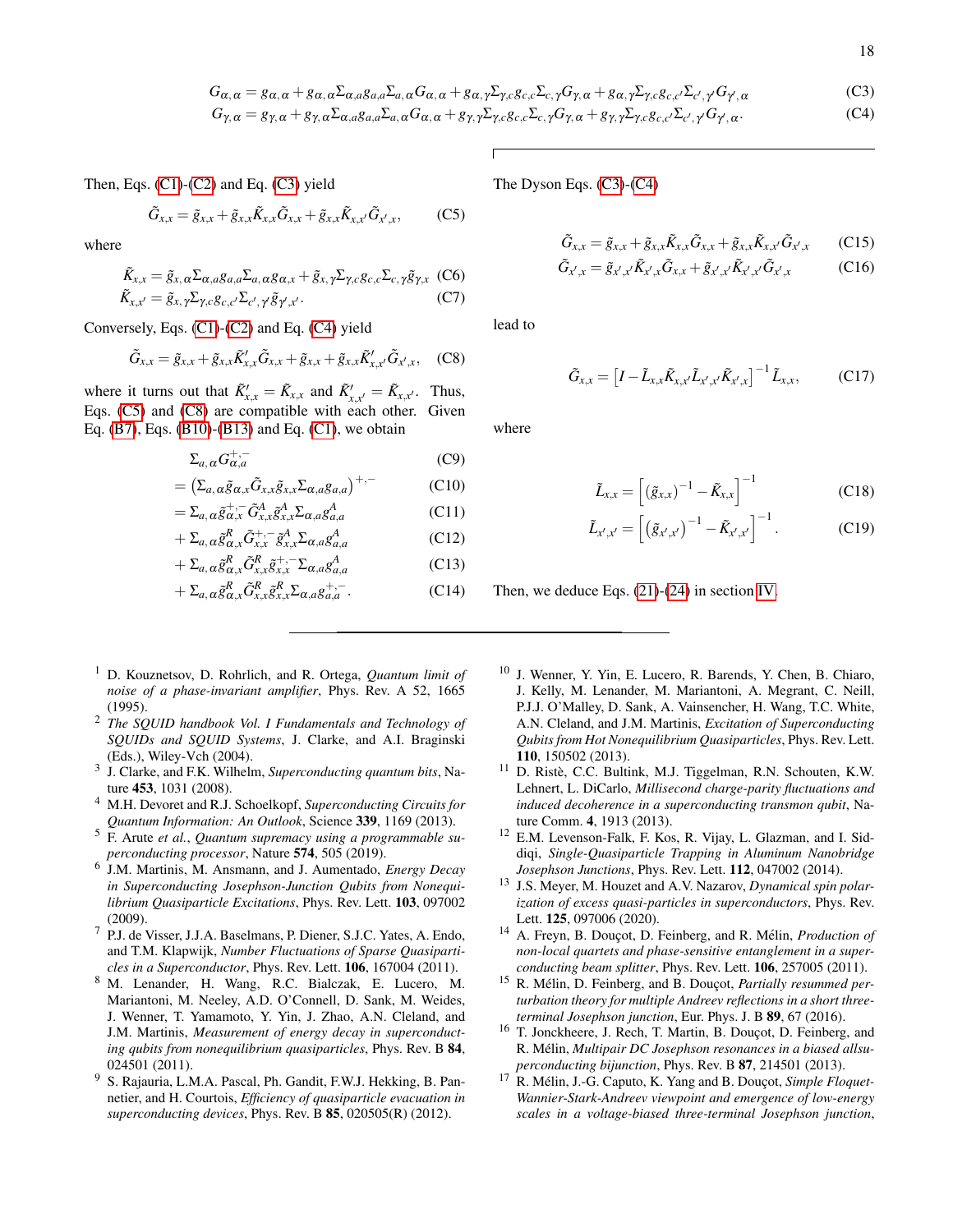$$G_{\alpha,\alpha} = g_{\alpha,\alpha} + g_{\alpha,\alpha}\Sigma_{\alpha,a}g_{a,a}\Sigma_{a,\alpha}G_{\alpha,\alpha} + g_{\alpha,\gamma}\Sigma_{\gamma,c}g_{c,c}\Sigma_{c,\gamma}G_{\gamma,\alpha} + g_{\alpha,\gamma}\Sigma_{\gamma,c}g_{c,c'}\Sigma_{c',\gamma'}G_{\gamma',\alpha} \quad (C3)$$

$$G_{\gamma,\alpha} = g_{\gamma,\alpha} + g_{\gamma,\alpha}\Sigma_{\alpha,a}g_{a,a}\Sigma_{a,\alpha}G_{\alpha,\alpha} + g_{\gamma,\gamma}\Sigma_{\gamma,c}g_{c,c}\Sigma_{c,\gamma}G_{\gamma,\alpha} + g_{\gamma,\gamma}\Sigma_{\gamma,c}g_{c,c'}\Sigma_{c',\gamma'}G_{\gamma',\alpha}. \quad (C4)$$

Then, Eqs. (C1)-(C2) and Eq. (C3) yield

$$\tilde{G}_{x,x} = \tilde{g}_{x,x} + \tilde{g}_{x,x}\tilde{K}_{x,x}\tilde{G}_{x,x} + \tilde{g}_{x,x}\tilde{K}_{x,x'}\tilde{G}_{x',x}, \quad (C5)$$

where

$$\tilde{K}_{x,x} = \tilde{g}_{x,\alpha}\Sigma_{\alpha,a}g_{a,a}\Sigma_{a,\alpha}g_{\alpha,x} + \tilde{g}_{x,\gamma}\Sigma_{\gamma,c}g_{c,c}\Sigma_{c,\gamma}\tilde{g}_{\gamma,x} \quad (C6)$$

$$\tilde{K}_{x,x'} = \tilde{g}_{x,\gamma}\Sigma_{\gamma,c}g_{c,c'}\Sigma_{c',\gamma'}\tilde{g}_{\gamma',x'}. \quad (C7)$$

Conversely, Eqs. (C1)-(C2) and Eq. (C4) yield

$$\tilde{G}_{x,x} = \tilde{g}_{x,x} + \tilde{g}_{x,x}\tilde{K}'_{x,x}\tilde{G}_{x,x} + \tilde{g}_{x,x}\tilde{K}'_{x,x'}\tilde{G}_{x',x}, \quad (C8)$$

where it turns out that $\tilde{K}'_{x,x} = \tilde{K}_{x,x}$ and $\tilde{K}'_{x,x'} = \tilde{K}_{x,x'}$. Thus, Eqs. (C5) and (C8) are compatible with each other. Given Eq. (B7), Eqs. (B10)-(B13) and Eq. (C1), we obtain

$$\Sigma_{a,\alpha}G^{+,-}_{\alpha,a} \quad (C9)$$

$$= \left(\Sigma_{a,\alpha}\tilde{g}_{\alpha,x}\tilde{G}_{x,x}\tilde{g}_{x,x}\Sigma_{\alpha,a}g_{a,a}\right)^{+,-} \quad (C10)$$

$$= \Sigma_{a,\alpha}\tilde{g}^{+,-}_{\alpha,x}\tilde{G}^{A}_{x,x}\tilde{g}^{A}_{x,x}\Sigma_{\alpha,a}g^{A}_{a,a} \quad (C11)$$

$$+ \Sigma_{a,\alpha}\tilde{g}^{R}_{\alpha,x}\tilde{G}^{+,-}_{x,x}\tilde{g}^{A}_{x,x}\Sigma_{\alpha,a}g^{A}_{a,a} \quad (C12)$$

$$+ \Sigma_{a,\alpha}\tilde{g}^{R}_{\alpha,x}\tilde{G}^{R}_{x,x}\tilde{g}^{+,-}_{x,x}\Sigma_{\alpha,a}g^{A}_{a,a} \quad (C13)$$

$$+ \Sigma_{a,\alpha}\tilde{g}^{R}_{\alpha,x}\tilde{G}^{R}_{x,x}\tilde{g}^{R}_{x,x}\Sigma_{\alpha,a}g^{+,-}_{a,a}. \quad (C14)$$

The Dyson Eqs. (C3)-(C4)

$$\tilde{G}_{x,x} = \tilde{g}_{x,x} + \tilde{g}_{x,x}\tilde{K}_{x,x}\tilde{G}_{x,x} + \tilde{g}_{x,x}\tilde{K}_{x,x'}\tilde{G}_{x',x} \quad (C15)$$

$$\tilde{G}_{x',x} = \tilde{g}_{x',x'}\tilde{K}_{x',x}\tilde{G}_{x,x} + \tilde{g}_{x',x'}\tilde{K}_{x',x'}\tilde{G}_{x',x} \quad (C16)$$

lead to

$$\tilde{G}_{x,x} = \left[I - \tilde{L}_{x,x}\tilde{K}_{x,x'}\tilde{L}_{x',x'}\tilde{K}_{x',x}\right]^{-1}\tilde{L}_{x,x}, \quad (C17)$$

where

$$\tilde{L}_{x,x} = \left[\left(\tilde{g}_{x,x}\right)^{-1} - \tilde{K}_{x,x}\right]^{-1} \quad (C18)$$

$$\tilde{L}_{x',x'} = \left[\left(\tilde{g}_{x',x'}\right)^{-1} - \tilde{K}_{x',x'}\right]^{-1}. \quad (C19)$$

Then, we deduce Eqs. (21)-(24) in section IV.

---

[1] D. Kouznetsov, D. Rohrlich, and R. Ortega, *Quantum limit of noise of a phase-invariant amplifier*, Phys. Rev. A 52, 1665 (1995).

[2] *The SQUID handbook Vol. I Fundamentals and Technology of SQUIDs and SQUID Systems*, J. Clarke, and A.I. Braginski (Eds.), Wiley-Vch (2004).

[3] J. Clarke, and F.K. Wilhelm, *Superconducting quantum bits*, Nature **453**, 1031 (2008).

[4] M.H. Devoret and R.J. Schoelkopf, *Superconducting Circuits for Quantum Information: An Outlook*, Science **339**, 1169 (2013).

[5] F. Arute *et al.*, *Quantum supremacy using a programmable superconducting processor*, Nature **574**, 505 (2019).

[6] J.M. Martinis, M. Ansmann, and J. Aumentado, *Energy Decay in Superconducting Josephson-Junction Qubits from Nonequilibrium Quasiparticle Excitations*, Phys. Rev. Lett. **103**, 097002 (2009).

[7] P.J. de Visser, J.J.A. Baselmans, P. Diener, S.J.C. Yates, A. Endo, and T.M. Klapwijk, *Number Fluctuations of Sparse Quasiparticles in a Superconductor*, Phys. Rev. Lett. **106**, 167004 (2011).

[8] M. Lenander, H. Wang, R.C. Bialczak, E. Lucero, M. Mariantoni, M. Neeley, A.D. O'Connell, D. Sank, M. Weides, J. Wenner, T. Yamamoto, Y. Yin, J. Zhao, A.N. Cleland, and J.M. Martinis, *Measurement of energy decay in superconducting qubits from nonequilibrium quasiparticles*, Phys. Rev. B **84**, 024501 (2011).

[9] S. Rajauria, L.M.A. Pascal, Ph. Gandit, F.W.J. Hekking, B. Pannetier, and H. Courtois, *Efficiency of quasiparticle evacuation in superconducting devices*, Phys. Rev. B **85**, 020505(R) (2012).

[10] J. Wenner, Y. Yin, E. Lucero, R. Barends, Y. Chen, B. Chiaro, J. Kelly, M. Lenander, M. Mariantoni, A. Megrant, C. Neill, P.J.J. O'Malley, D. Sank, A. Vainsencher, H. Wang, T.C. White, A.N. Cleland, and J.M. Martinis, *Excitation of Superconducting Qubits from Hot Nonequilibrium Quasiparticles*, Phys. Rev. Lett. **110**, 150502 (2013).

[11] D. Ristè, C.C. Bultink, M.J. Tiggelman, R.N. Schouten, K.W. Lehnert, L. DiCarlo, *Millisecond charge-parity fluctuations and induced decoherence in a superconducting transmon qubit*, Nature Comm. **4**, 1913 (2013).

[12] E.M. Levenson-Falk, F. Kos, R. Vijay, L. Glazman, and I. Siddiqi, *Single-Quasiparticle Trapping in Aluminum Nanobridge Josephson Junctions*, Phys. Rev. Lett. **112**, 047002 (2014).

[13] J.S. Meyer, M. Houzet and A.V. Nazarov, *Dynamical spin polarization of excess quasi-particles in superconductors*, Phys. Rev. Lett. **125**, 097006 (2020).

[14] A. Freyn, B. Douçot, D. Feinberg, and R. Mélin, *Production of non-local quartets and phase-sensitive entanglement in a superconducting beam splitter*, Phys. Rev. Lett. **106**, 257005 (2011).

[15] R. Mélin, D. Feinberg, and B. Douçot, *Partially resummed perturbation theory for multiple Andreev reflections in a short three-terminal Josephson junction*, Eur. Phys. J. B **89**, 67 (2016).

[16] T. Jonckheere, J. Rech, T. Martin, B. Douçot, D. Feinberg, and R. Mélin, *Multipair DC Josephson resonances in a biased allsuperconducting bijunction*, Phys. Rev. B **87**, 214501 (2013).

[17] R. Mélin, J.-G. Caputo, K. Yang and B. Douçot, *Simple Floquet-Wannier-Stark-Andreev viewpoint and emergence of low-energy scales in a voltage-biased three-terminal Josephson junction*,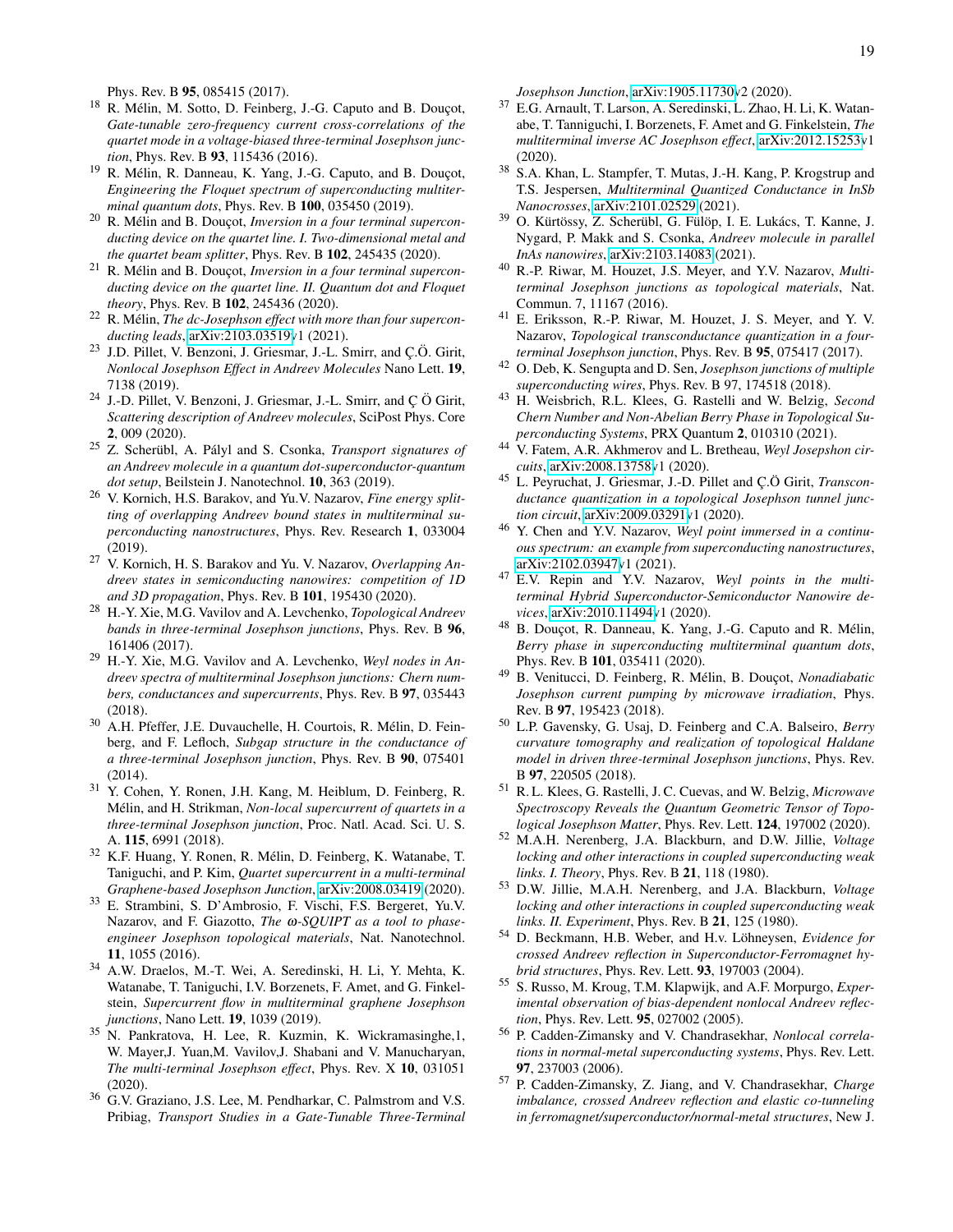Phys. Rev. B **95**, 085415 (2017).

18. R. Mélin, M. Sotto, D. Feinberg, J.-G. Caputo and B. Douçot, *Gate-tunable zero-frequency current cross-correlations of the quartet mode in a voltage-biased three-terminal Josephson junction*, Phys. Rev. B **93**, 115436 (2016).
19. R. Mélin, R. Danneau, K. Yang, J.-G. Caputo, and B. Douçot, *Engineering the Floquet spectrum of superconducting multiterminal quantum dots*, Phys. Rev. B **100**, 035450 (2019).
20. R. Mélin and B. Douçot, *Inversion in a four terminal superconducting device on the quartet line. I. Two-dimensional metal and the quartet beam splitter*, Phys. Rev. B **102**, 245435 (2020).
21. R. Mélin and B. Douçot, *Inversion in a four terminal superconducting device on the quartet line. II. Quantum dot and Floquet theory*, Phys. Rev. B **102**, 245436 (2020).
22. R. Mélin, *The dc-Josephson effect with more than four superconducting leads*, arXiv:2103.03519v1 (2021).
23. J.D. Pillet, V. Benzoni, J. Griesmar, J.-L. Smirr, and Ç.Ö. Girit, *Nonlocal Josephson Effect in Andreev Molecules* Nano Lett. **19**, 7138 (2019).
24. J.-D. Pillet, V. Benzoni, J. Griesmar, J.-L. Smirr, and Ç Ö Girit, *Scattering description of Andreev molecules*, SciPost Phys. Core **2**, 009 (2020).
25. Z. Scherübl, A. Pályl and S. Csonka, *Transport signatures of an Andreev molecule in a quantum dot-superconductor-quantum dot setup*, Beilstein J. Nanotechnol. **10**, 363 (2019).
26. V. Kornich, H.S. Barakov, and Yu.V. Nazarov, *Fine energy splitting of overlapping Andreev bound states in multiterminal superconducting nanostructures*, Phys. Rev. Research **1**, 033004 (2019).
27. V. Kornich, H. S. Barakov and Yu. V. Nazarov, *Overlapping Andreev states in semiconducting nanowires: competition of 1D and 3D propagation*, Phys. Rev. B **101**, 195430 (2020).
28. H.-Y. Xie, M.G. Vavilov and A. Levchenko, *Topological Andreev bands in three-terminal Josephson junctions*, Phys. Rev. B **96**, 161406 (2017).
29. H.-Y. Xie, M.G. Vavilov and A. Levchenko, *Weyl nodes in Andreev spectra of multiterminal Josephson junctions: Chern numbers, conductances and supercurrents*, Phys. Rev. B **97**, 035443 (2018).
30. A.H. Pfeffer, J.E. Duvauchelle, H. Courtois, R. Mélin, D. Feinberg, and F. Lefloch, *Subgap structure in the conductance of a three-terminal Josephson junction*, Phys. Rev. B **90**, 075401 (2014).
31. Y. Cohen, Y. Ronen, J.H. Kang, M. Heiblum, D. Feinberg, R. Mélin, and H. Strikman, *Non-local supercurrent of quartets in a three-terminal Josephson junction*, Proc. Natl. Acad. Sci. U. S. A. **115**, 6991 (2018).
32. K.F. Huang, Y. Ronen, R. Mélin, D. Feinberg, K. Watanabe, T. Taniguchi, and P. Kim, *Quartet supercurrent in a multi-terminal Graphene-based Josephson Junction*, arXiv:2008.03419 (2020).
33. E. Strambini, S. D'Ambrosio, F. Vischi, F.S. Bergeret, Yu.V. Nazarov, and F. Giazotto, *The ω-SQUIPT as a tool to phase-engineer Josephson topological materials*, Nat. Nanotechnol. **11**, 1055 (2016).
34. A.W. Draelos, M.-T. Wei, A. Seredinski, H. Li, Y. Mehta, K. Watanabe, T. Taniguchi, I.V. Borzenets, F. Amet, and G. Finkelstein, *Supercurrent flow in multiterminal graphene Josephson junctions*, Nano Lett. **19**, 1039 (2019).
35. N. Pankratova, H. Lee, R. Kuzmin, K. Wickramasinghe,1, W. Mayer,J. Yuan,M. Vavilov,J. Shabani and V. Manucharyan, *The multi-terminal Josephson effect*, Phys. Rev. X **10**, 031051 (2020).
36. G.V. Graziano, J.S. Lee, M. Pendharkar, C. Palmstrom and V.S. Pribiag, *Transport Studies in a Gate-Tunable Three-Terminal Josephson Junction*, arXiv:1905.11730v2 (2020).
37. E.G. Arnault, T. Larson, A. Seredinski, L. Zhao, H. Li, K. Watanabe, T. Tanniguchi, I. Borzenets, F. Amet and G. Finkelstein, *The multiterminal inverse AC Josephson effect*, arXiv:2012.15253v1 (2020).
38. S.A. Khan, L. Stampfer, T. Mutas, J.-H. Kang, P. Krogstrup and T.S. Jespersen, *Multiterminal Quantized Conductance in InSb Nanocrosses*, arXiv:2101.02529 (2021).
39. O. Kürtössy, Z. Scherübl, G. Fülöp, I. E. Lukács, T. Kanne, J. Nygard, P. Makk and S. Csonka, *Andreev molecule in parallel InAs nanowires*, arXiv:2103.14083 (2021).
40. R.-P. Riwar, M. Houzet, J.S. Meyer, and Y.V. Nazarov, *Multi-terminal Josephson junctions as topological materials*, Nat. Commun. 7, 11167 (2016).
41. E. Eriksson, R.-P. Riwar, M. Houzet, J. S. Meyer, and Y. V. Nazarov, *Topological transconductance quantization in a four-terminal Josephson junction*, Phys. Rev. B **95**, 075417 (2017).
42. O. Deb, K. Sengupta and D. Sen, *Josephson junctions of multiple superconducting wires*, Phys. Rev. B 97, 174518 (2018).
43. H. Weisbrich, R.L. Klees, G. Rastelli and W. Belzig, *Second Chern Number and Non-Abelian Berry Phase in Topological Superconducting Systems*, PRX Quantum **2**, 010310 (2021).
44. V. Fatem, A.R. Akhmerov and L. Bretheau, *Weyl Josepshon circuits*, arXiv:2008.13758v1 (2020).
45. L. Peyruchat, J. Griesmar, J.-D. Pillet and Ç.Ö Girit, *Transconductance quantization in a topological Josephson tunnel junction circuit*, arXiv:2009.03291v1 (2020).
46. Y. Chen and Y.V. Nazarov, *Weyl point immersed in a continuous spectrum: an example from superconducting nanostructures*, arXiv:2102.03947v1 (2021).
47. E.V. Repin and Y.V. Nazarov, *Weyl points in the multi-terminal Hybrid Superconductor-Semiconductor Nanowire devices*, arXiv:2010.11494v1 (2020).
48. B. Douçot, R. Danneau, K. Yang, J.-G. Caputo and R. Mélin, *Berry phase in superconducting multiterminal quantum dots*, Phys. Rev. B **101**, 035411 (2020).
49. B. Venitucci, D. Feinberg, R. Mélin, B. Douçot, *Nonadiabatic Josephson current pumping by microwave irradiation*, Phys. Rev. B **97**, 195423 (2018).
50. L.P. Gavensky, G. Usaj, D. Feinberg and C.A. Balseiro, *Berry curvature tomography and realization of topological Haldane model in driven three-terminal Josephson junctions*, Phys. Rev. B **97**, 220505 (2018).
51. R. L. Klees, G. Rastelli, J. C. Cuevas, and W. Belzig, *Microwave Spectroscopy Reveals the Quantum Geometric Tensor of Topological Josephson Matter*, Phys. Rev. Lett. **124**, 197002 (2020).
52. M.A.H. Nerenberg, J.A. Blackburn, and D.W. Jillie, *Voltage locking and other interactions in coupled superconducting weak links. I. Theory*, Phys. Rev. B **21**, 118 (1980).
53. D.W. Jillie, M.A.H. Nerenberg, and J.A. Blackburn, *Voltage locking and other interactions in coupled superconducting weak links. II. Experiment*, Phys. Rev. B **21**, 125 (1980).
54. D. Beckmann, H.B. Weber, and H.v. Löhneysen, *Evidence for crossed Andreev reflection in Superconductor-Ferromagnet hybrid structures*, Phys. Rev. Lett. **93**, 197003 (2004).
55. S. Russo, M. Kroug, T.M. Klapwijk, and A.F. Morpurgo, *Experimental observation of bias-dependent nonlocal Andreev reflection*, Phys. Rev. Lett. **95**, 027002 (2005).
56. P. Cadden-Zimansky and V. Chandrasekhar, *Nonlocal correlations in normal-metal superconducting systems*, Phys. Rev. Lett. **97**, 237003 (2006).
57. P. Cadden-Zimansky, Z. Jiang, and V. Chandrasekhar, *Charge imbalance, crossed Andreev reflection and elastic co-tunneling in ferromagnet/superconductor/normal-metal structures*, New J.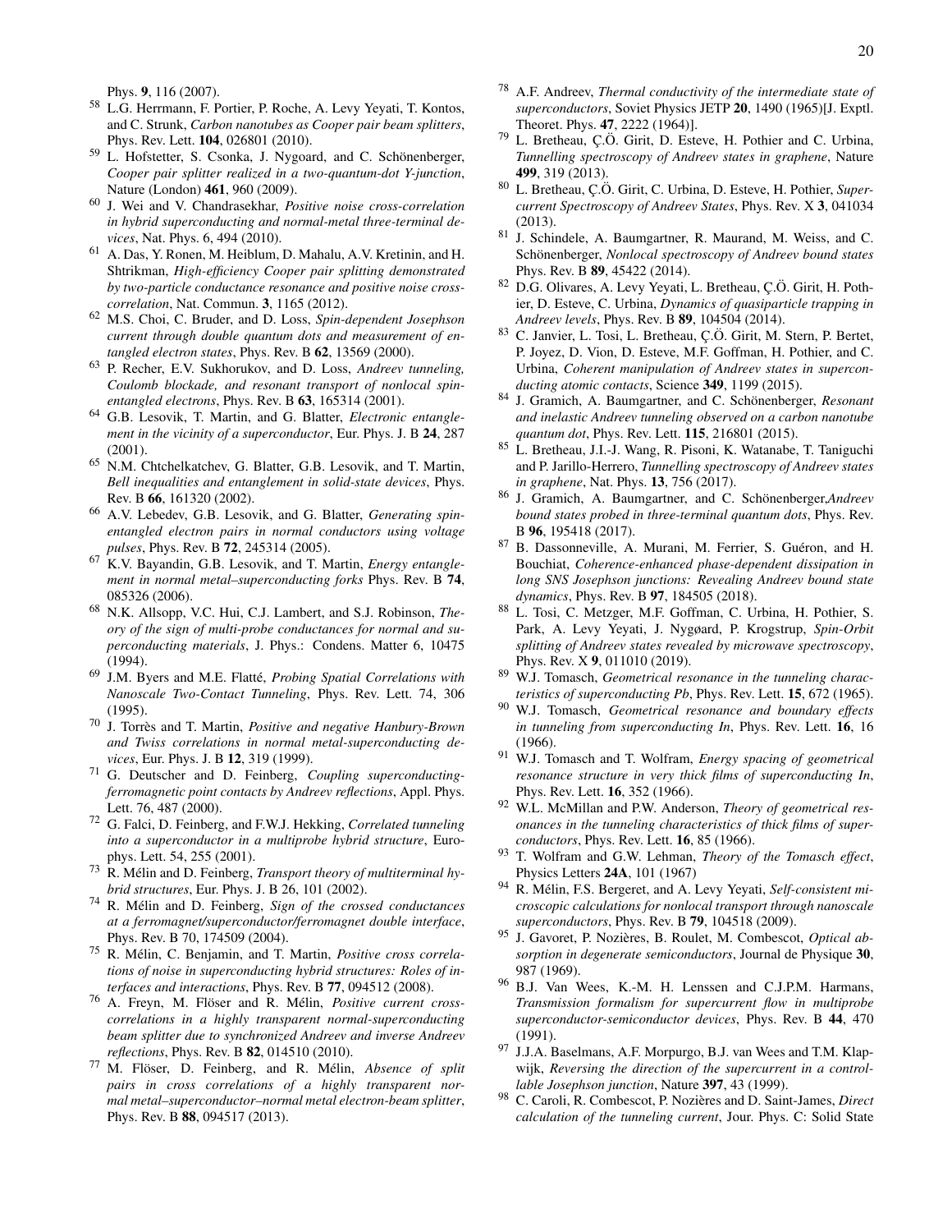Phys. **9**, 116 (2007).

[58] L.G. Herrmann, F. Portier, P. Roche, A. Levy Yeyati, T. Kontos, and C. Strunk, *Carbon nanotubes as Cooper pair beam splitters*, Phys. Rev. Lett. **104**, 026801 (2010).

[59] L. Hofstetter, S. Csonka, J. Nygoard, and C. Schönenberger, *Cooper pair splitter realized in a two-quantum-dot Y-junction*, Nature (London) **461**, 960 (2009).

[60] J. Wei and V. Chandrasekhar, *Positive noise cross-correlation in hybrid superconducting and normal-metal three-terminal devices*, Nat. Phys. 6, 494 (2010).

[61] A. Das, Y. Ronen, M. Heiblum, D. Mahalu, A.V. Kretinin, and H. Shtrikman, *High-efficiency Cooper pair splitting demonstrated by two-particle conductance resonance and positive noise cross-correlation*, Nat. Commun. **3**, 1165 (2012).

[62] M.S. Choi, C. Bruder, and D. Loss, *Spin-dependent Josephson current through double quantum dots and measurement of entangled electron states*, Phys. Rev. B **62**, 13569 (2000).

[63] P. Recher, E.V. Sukhorukov, and D. Loss, *Andreev tunneling, Coulomb blockade, and resonant transport of nonlocal spin-entangled electrons*, Phys. Rev. B **63**, 165314 (2001).

[64] G.B. Lesovik, T. Martin, and G. Blatter, *Electronic entanglement in the vicinity of a superconductor*, Eur. Phys. J. B **24**, 287 (2001).

[65] N.M. Chtchelkatchev, G. Blatter, G.B. Lesovik, and T. Martin, *Bell inequalities and entanglement in solid-state devices*, Phys. Rev. B **66**, 161320 (2002).

[66] A.V. Lebedev, G.B. Lesovik, and G. Blatter, *Generating spin-entangled electron pairs in normal conductors using voltage pulses*, Phys. Rev. B **72**, 245314 (2005).

[67] K.V. Bayandin, G.B. Lesovik, and T. Martin, *Energy entanglement in normal metal–superconducting forks* Phys. Rev. B **74**, 085326 (2006).

[68] N.K. Allsopp, V.C. Hui, C.J. Lambert, and S.J. Robinson, *Theory of the sign of multi-probe conductances for normal and superconducting materials*, J. Phys.: Condens. Matter 6, 10475 (1994).

[69] J.M. Byers and M.E. Flatté, *Probing Spatial Correlations with Nanoscale Two-Contact Tunneling*, Phys. Rev. Lett. 74, 306 (1995).

[70] J. Torrès and T. Martin, *Positive and negative Hanbury-Brown and Twiss correlations in normal metal-superconducting devices*, Eur. Phys. J. B **12**, 319 (1999).

[71] G. Deutscher and D. Feinberg, *Coupling superconducting-ferromagnetic point contacts by Andreev reflections*, Appl. Phys. Lett. 76, 487 (2000).

[72] G. Falci, D. Feinberg, and F.W.J. Hekking, *Correlated tunneling into a superconductor in a multiprobe hybrid structure*, Europhys. Lett. 54, 255 (2001).

[73] R. Mélin and D. Feinberg, *Transport theory of multiterminal hybrid structures*, Eur. Phys. J. B 26, 101 (2002).

[74] R. Mélin and D. Feinberg, *Sign of the crossed conductances at a ferromagnet/superconductor/ferromagnet double interface*, Phys. Rev. B 70, 174509 (2004).

[75] R. Mélin, C. Benjamin, and T. Martin, *Positive cross correlations of noise in superconducting hybrid structures: Roles of interfaces and interactions*, Phys. Rev. B **77**, 094512 (2008).

[76] A. Freyn, M. Flöser and R. Mélin, *Positive current cross-correlations in a highly transparent normal-superconducting beam splitter due to synchronized Andreev and inverse Andreev reflections*, Phys. Rev. B **82**, 014510 (2010).

[77] M. Flöser, D. Feinberg, and R. Mélin, *Absence of split pairs in cross correlations of a highly transparent normal metal–superconductor–normal metal electron-beam splitter*, Phys. Rev. B **88**, 094517 (2013).

[78] A.F. Andreev, *Thermal conductivity of the intermediate state of superconductors*, Soviet Physics JETP **20**, 1490 (1965)[J. Exptl. Theoret. Phys. **47**, 2222 (1964)].

[79] L. Bretheau, Ç.Ö. Girit, D. Esteve, H. Pothier and C. Urbina, *Tunnelling spectroscopy of Andreev states in graphene*, Nature **499**, 319 (2013).

[80] L. Bretheau, Ç.Ö. Girit, C. Urbina, D. Esteve, H. Pothier, *Supercurrent Spectroscopy of Andreev States*, Phys. Rev. X **3**, 041034 (2013).

[81] J. Schindele, A. Baumgartner, R. Maurand, M. Weiss, and C. Schönenberger, *Nonlocal spectroscopy of Andreev bound states* Phys. Rev. B **89**, 45422 (2014).

[82] D.G. Olivares, A. Levy Yeyati, L. Bretheau, Ç.Ö. Girit, H. Pothier, D. Esteve, C. Urbina, *Dynamics of quasiparticle trapping in Andreev levels*, Phys. Rev. B **89**, 104504 (2014).

[83] C. Janvier, L. Tosi, L. Bretheau, Ç.Ö. Girit, M. Stern, P. Bertet, P. Joyez, D. Vion, D. Esteve, M.F. Goffman, H. Pothier, and C. Urbina, *Coherent manipulation of Andreev states in superconducting atomic contacts*, Science **349**, 1199 (2015).

[84] J. Gramich, A. Baumgartner, and C. Schönenberger, *Resonant and inelastic Andreev tunneling observed on a carbon nanotube quantum dot*, Phys. Rev. Lett. **115**, 216801 (2015).

[85] L. Bretheau, J.I.-J. Wang, R. Pisoni, K. Watanabe, T. Taniguchi and P. Jarillo-Herrero, *Tunnelling spectroscopy of Andreev states in graphene*, Nat. Phys. **13**, 756 (2017).

[86] J. Gramich, A. Baumgartner, and C. Schönenberger,*Andreev bound states probed in three-terminal quantum dots*, Phys. Rev. B **96**, 195418 (2017).

[87] B. Dassonneville, A. Murani, M. Ferrier, S. Guéron, and H. Bouchiat, *Coherence-enhanced phase-dependent dissipation in long SNS Josephson junctions: Revealing Andreev bound state dynamics*, Phys. Rev. B **97**, 184505 (2018).

[88] L. Tosi, C. Metzger, M.F. Goffman, C. Urbina, H. Pothier, S. Park, A. Levy Yeyati, J. Nygøard, P. Krogstrup, *Spin-Orbit splitting of Andreev states revealed by microwave spectroscopy*, Phys. Rev. X **9**, 011010 (2019).

[89] W.J. Tomasch, *Geometrical resonance in the tunneling characteristics of superconducting Pb*, Phys. Rev. Lett. **15**, 672 (1965).

[90] W.J. Tomasch, *Geometrical resonance and boundary effects in tunneling from superconducting In*, Phys. Rev. Lett. **16**, 16 (1966).

[91] W.J. Tomasch and T. Wolfram, *Energy spacing of geometrical resonance structure in very thick films of superconducting In*, Phys. Rev. Lett. **16**, 352 (1966).

[92] W.L. McMillan and P.W. Anderson, *Theory of geometrical resonances in the tunneling characteristics of thick films of superconductors*, Phys. Rev. Lett. **16**, 85 (1966).

[93] T. Wolfram and G.W. Lehman, *Theory of the Tomasch effect*, Physics Letters **24A**, 101 (1967)

[94] R. Mélin, F.S. Bergeret, and A. Levy Yeyati, *Self-consistent microscopic calculations for nonlocal transport through nanoscale superconductors*, Phys. Rev. B **79**, 104518 (2009).

[95] J. Gavoret, P. Nozières, B. Roulet, M. Combescot, *Optical absorption in degenerate semiconductors*, Journal de Physique **30**, 987 (1969).

[96] B.J. Van Wees, K.-M. H. Lenssen and C.J.P.M. Harmans, *Transmission formalism for supercurrent flow in multiprobe superconductor-semiconductor devices*, Phys. Rev. B **44**, 470 (1991).

[97] J.J.A. Baselmans, A.F. Morpurgo, B.J. van Wees and T.M. Klapwijk, *Reversing the direction of the supercurrent in a controllable Josephson junction*, Nature **397**, 43 (1999).

[98] C. Caroli, R. Combescot, P. Nozières and D. Saint-James, *Direct calculation of the tunneling current*, Jour. Phys. C: Solid State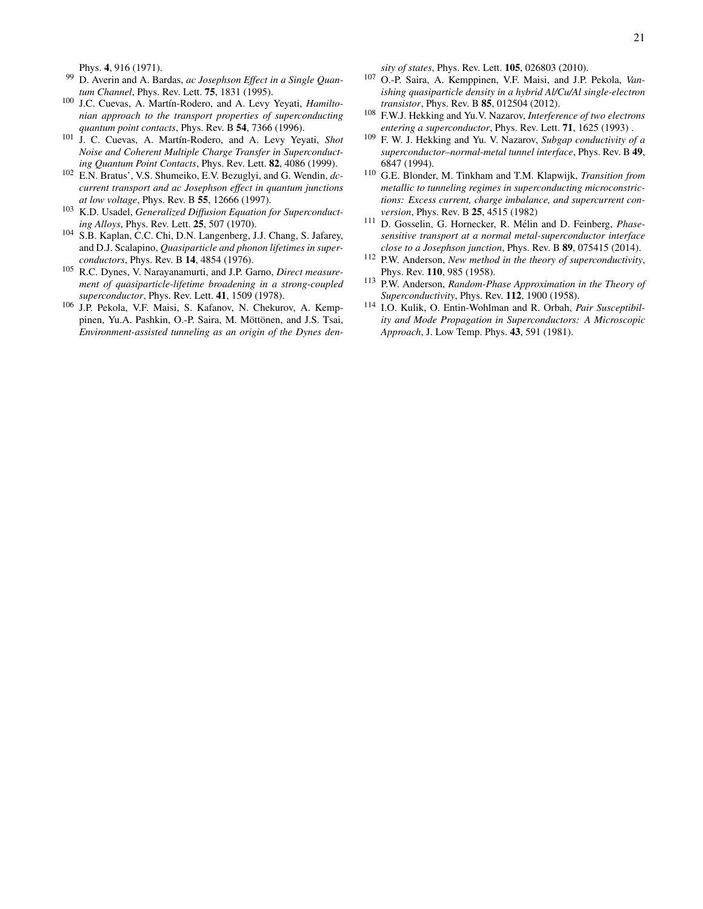Phys. **4**, 916 (1971).

[99] D. Averin and A. Bardas, *ac Josephson Effect in a Single Quantum Channel*, Phys. Rev. Lett. **75**, 1831 (1995).

[100] J.C. Cuevas, A. Martín-Rodero, and A. Levy Yeyati, *Hamiltonian approach to the transport properties of superconducting quantum point contacts*, Phys. Rev. B **54**, 7366 (1996).

[101] J. C. Cuevas, A. Martín-Rodero, and A. Levy Yeyati, *Shot Noise and Coherent Multiple Charge Transfer in Superconducting Quantum Point Contacts*, Phys. Rev. Lett. **82**, 4086 (1999).

[102] E.N. Bratus', V.S. Shumeiko, E.V. Bezuglyi, and G. Wendin, *dc-current transport and ac Josephson effect in quantum junctions at low voltage*, Phys. Rev. B **55**, 12666 (1997).

[103] K.D. Usadel, *Generalized Diffusion Equation for Superconducting Alloys*, Phys. Rev. Lett. **25**, 507 (1970).

[104] S.B. Kaplan, C.C. Chi, D.N. Langenberg, J.J. Chang, S. Jafarey, and D.J. Scalapino, *Quasiparticle and phonon lifetimes in superconductors*, Phys. Rev. B **14**, 4854 (1976).

[105] R.C. Dynes, V. Narayanamurti, and J.P. Garno, *Direct measurement of quasiparticle-lifetime broadening in a strong-coupled superconductor*, Phys. Rev. Lett. **41**, 1509 (1978).

[106] J.P. Pekola, V.F. Maisi, S. Kafanov, N. Chekurov, A. Kemppinen, Yu.A. Pashkin, O.-P. Saira, M. Möttönen, and J.S. Tsai, *Environment-assisted tunneling as an origin of the Dynes density of states*, Phys. Rev. Lett. **105**, 026803 (2010).

[107] O.-P. Saira, A. Kemppinen, V.F. Maisi, and J.P. Pekola, *Vanishing quasiparticle density in a hybrid Al/Cu/Al single-electron transistor*, Phys. Rev. B **85**, 012504 (2012).

[108] F.W.J. Hekking and Yu.V. Nazarov, *Interference of two electrons entering a superconductor*, Phys. Rev. Lett. **71**, 1625 (1993) .

[109] F. W. J. Hekking and Yu. V. Nazarov, *Subgap conductivity of a superconductor–normal-metal tunnel interface*, Phys. Rev. B **49**, 6847 (1994).

[110] G.E. Blonder, M. Tinkham and T.M. Klapwijk, *Transition from metallic to tunneling regimes in superconducting microconstrictions: Excess current, charge imbalance, and supercurrent conversion*, Phys. Rev. B **25**, 4515 (1982)

[111] D. Gosselin, G. Hornecker, R. Mélin and D. Feinberg, *Phase-sensitive transport at a normal metal-superconductor interface close to a Josephson junction*, Phys. Rev. B **89**, 075415 (2014).

[112] P.W. Anderson, *New method in the theory of superconductivity*, Phys. Rev. **110**, 985 (1958).

[113] P.W. Anderson, *Random-Phase Approximation in the Theory of Superconductivity*, Phys. Rev. **112**, 1900 (1958).

[114] I.O. Kulik, O. Entin-Wohlman and R. Orbah, *Pair Susceptibility and Mode Propagation in Superconductors: A Microscopic Approach*, J. Low Temp. Phys. **43**, 591 (1981).